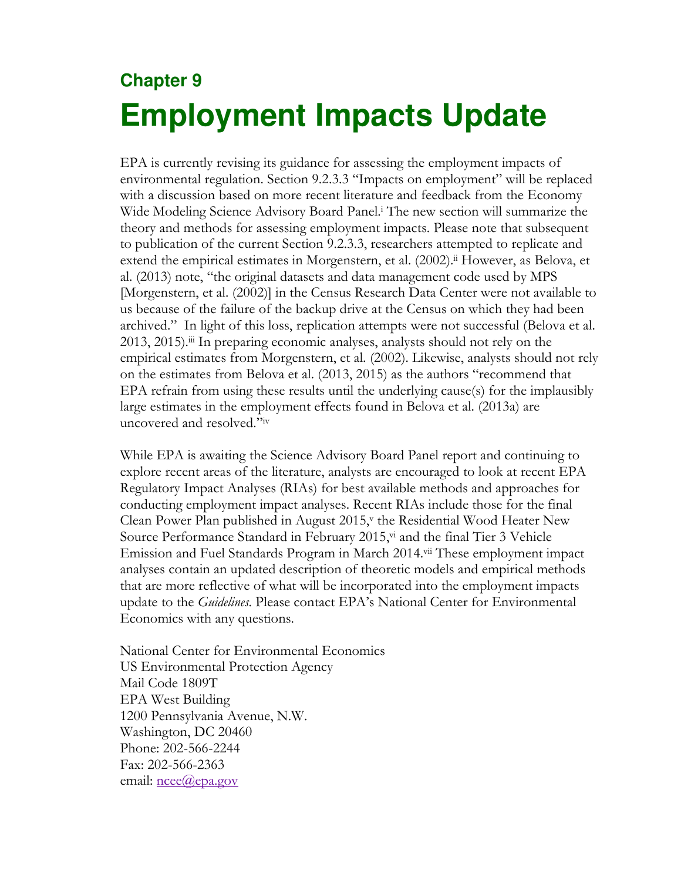## Chapter 9

# Employment Impacts Update

EPA is currently revising its guidance for assessing the employment impacts of environmental regulation. Section 9.2.3.3 "Impacts on employment" will be replaced with a discussion based on more recent literature and feedback from the Economy Wide Modeling Science Advisory Board Panel.[i] The new section will summarize the theory and methods for assessing employment impacts. Please note that subsequent to publication of the current Section 9.2.3.3, researchers attempted to replicate and extend the empirical estimates in Morgenstern, et al. (2002).[ii] However, as Belova, et al. (2013) note, "the original datasets and data management code used by MPS [Morgenstern, et al. (2002)] in the Census Research Data Center were not available to us because of the failure of the backup drive at the Census on which they had been archived." In light of this loss, replication attempts were not successful (Belova et al. 2013, 2015).[iii] In preparing economic analyses, analysts should not rely on the empirical estimates from Morgenstern, et al. (2002). Likewise, analysts should not rely on the estimates from Belova et al. (2013, 2015) as the authors "recommend that EPA refrain from using these results until the underlying cause(s) for the implausibly large estimates in the employment effects found in Belova et al. (2013a) are uncovered and resolved."[iv]

While EPA is awaiting the Science Advisory Board Panel report and continuing to explore recent areas of the literature, analysts are encouraged to look at recent EPA Regulatory Impact Analyses (RIAs) for best available methods and approaches for conducting employment impact analyses. Recent RIAs include those for the final Clean Power Plan published in August 2015,[v] the Residential Wood Heater New Source Performance Standard in February 2015,[vi] and the final Tier 3 Vehicle Emission and Fuel Standards Program in March 2014.[vii] These employment impact analyses contain an updated description of theoretic models and empirical methods that are more reflective of what will be incorporated into the employment impacts update to the *Guidelines*. Please contact EPA's National Center for Environmental Economics with any questions.

National Center for Environmental Economics
US Environmental Protection Agency
Mail Code 1809T
EPA West Building
1200 Pennsylvania Avenue, N.W.
Washington, DC 20460
Phone: 202-566-2244
Fax: 202-566-2363
email: ncee@epa.gov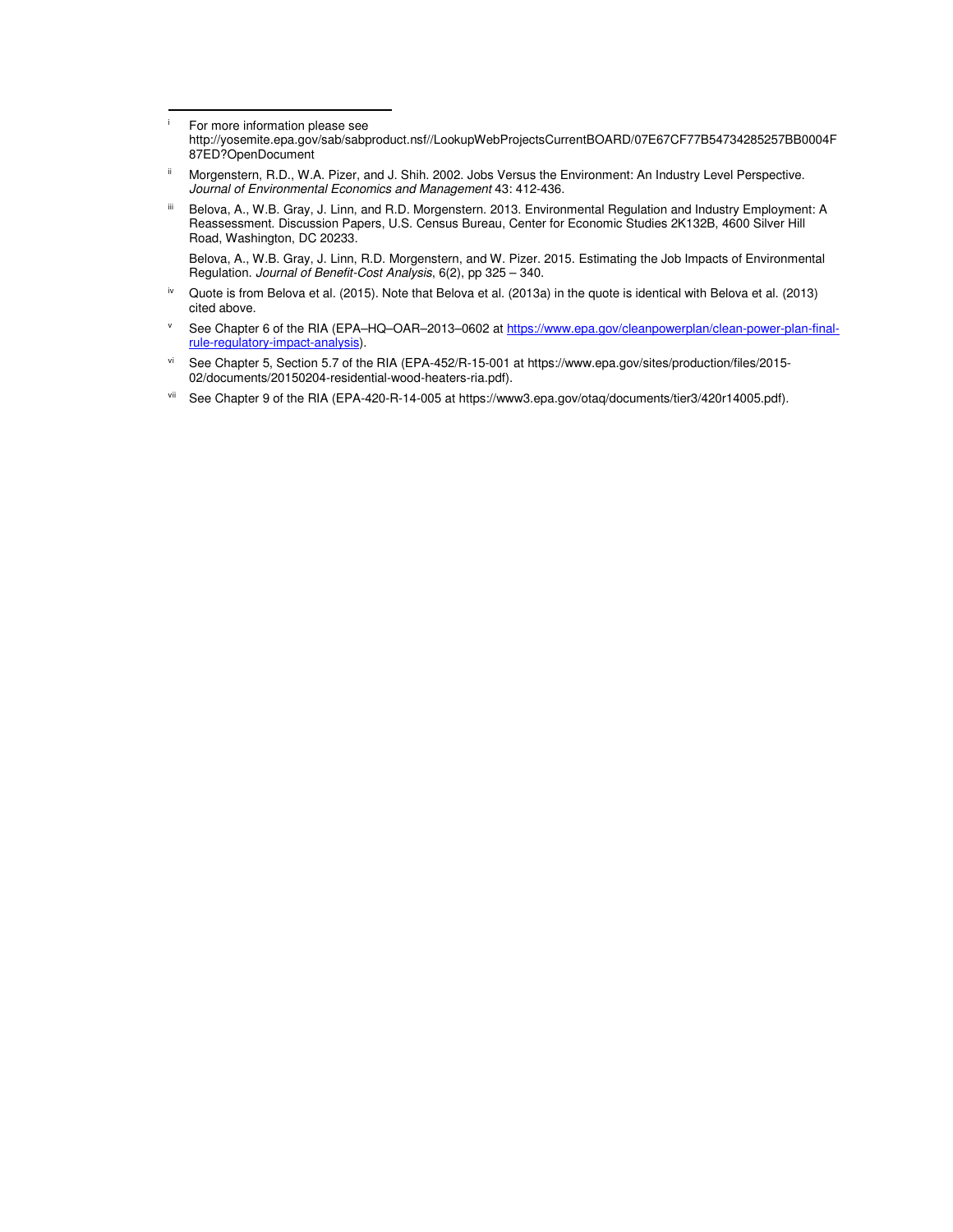---

[i] For more information please see http://yosemite.epa.gov/sab/sabproduct.nsf//LookupWebProjectsCurrentBOARD/07E67CF77B54734285257BB0004F87ED?OpenDocument

[ii] Morgenstern, R.D., W.A. Pizer, and J. Shih. 2002. Jobs Versus the Environment: An Industry Level Perspective. *Journal of Environmental Economics and Management* 43: 412-436.

[iii] Belova, A., W.B. Gray, J. Linn, and R.D. Morgenstern. 2013. Environmental Regulation and Industry Employment: A Reassessment. Discussion Papers, U.S. Census Bureau, Center for Economic Studies 2K132B, 4600 Silver Hill Road, Washington, DC 20233.

Belova, A., W.B. Gray, J. Linn, R.D. Morgenstern, and W. Pizer. 2015. Estimating the Job Impacts of Environmental Regulation. *Journal of Benefit-Cost Analysis*, 6(2), pp 325 – 340.

[iv] Quote is from Belova et al. (2015). Note that Belova et al. (2013a) in the quote is identical with Belova et al. (2013) cited above.

[v] See Chapter 6 of the RIA (EPA–HQ–OAR–2013–0602 at https://www.epa.gov/cleanpowerplan/clean-power-plan-final-rule-regulatory-impact-analysis).

[vi] See Chapter 5, Section 5.7 of the RIA (EPA-452/R-15-001 at https://www.epa.gov/sites/production/files/2015-02/documents/20150204-residential-wood-heaters-ria.pdf).

[vii] See Chapter 9 of the RIA (EPA-420-R-14-005 at https://www3.epa.gov/otaq/documents/tier3/420r14005.pdf).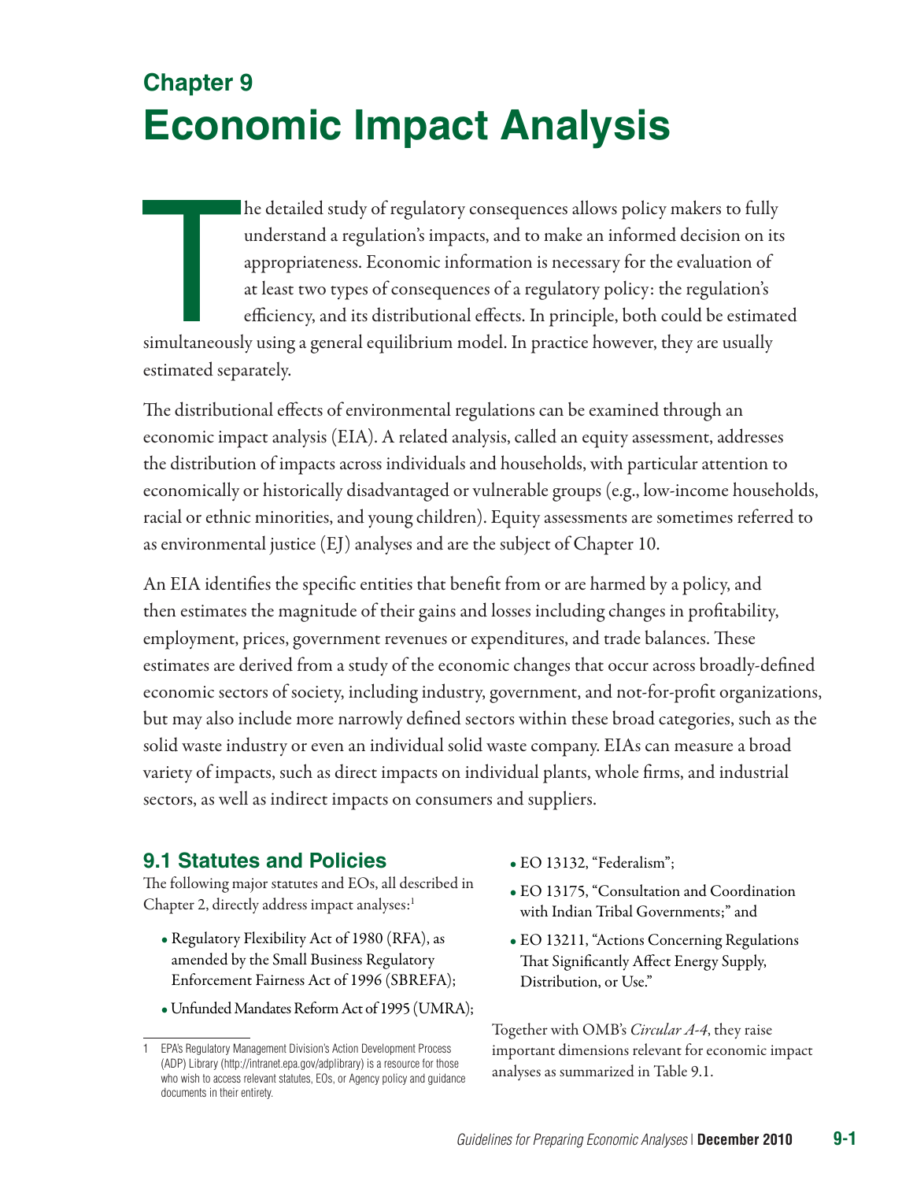# Chapter 9

# Economic Impact Analysis

The detailed study of regulatory consequences allows policy makers to fully understand a regulation's impacts, and to make an informed decision on its appropriateness. Economic information is necessary for the evaluation of at least two types of consequences of a regulatory policy: the regulation's efficiency, and its distributional effects. In principle, both could be estimated simultaneously using a general equilibrium model. In practice however, they are usually estimated separately.

The distributional effects of environmental regulations can be examined through an economic impact analysis (EIA). A related analysis, called an equity assessment, addresses the distribution of impacts across individuals and households, with particular attention to economically or historically disadvantaged or vulnerable groups (e.g., low-income households, racial or ethnic minorities, and young children). Equity assessments are sometimes referred to as environmental justice (EJ) analyses and are the subject of Chapter 10.

An EIA identifies the specific entities that benefit from or are harmed by a policy, and then estimates the magnitude of their gains and losses including changes in profitability, employment, prices, government revenues or expenditures, and trade balances. These estimates are derived from a study of the economic changes that occur across broadly-defined economic sectors of society, including industry, government, and not-for-profit organizations, but may also include more narrowly defined sectors within these broad categories, such as the solid waste industry or even an individual solid waste company. EIAs can measure a broad variety of impacts, such as direct impacts on individual plants, whole firms, and industrial sectors, as well as indirect impacts on consumers and suppliers.

## 9.1 Statutes and Policies

The following major statutes and EOs, all described in Chapter 2, directly address impact analyses:[1]

- Regulatory Flexibility Act of 1980 (RFA), as amended by the Small Business Regulatory Enforcement Fairness Act of 1996 (SBREFA);
- Unfunded Mandates Reform Act of 1995 (UMRA);
- EO 13132, "Federalism";
- EO 13175, "Consultation and Coordination with Indian Tribal Governments;" and
- EO 13211, "Actions Concerning Regulations That Significantly Affect Energy Supply, Distribution, or Use."

Together with OMB's *Circular A-4*, they raise important dimensions relevant for economic impact analyses as summarized in Table 9.1.

[1] EPA's Regulatory Management Division's Action Development Process (ADP) Library (http://intranet.epa.gov/adplibrary) is a resource for those who wish to access relevant statutes, EOs, or Agency policy and guidance documents in their entirety.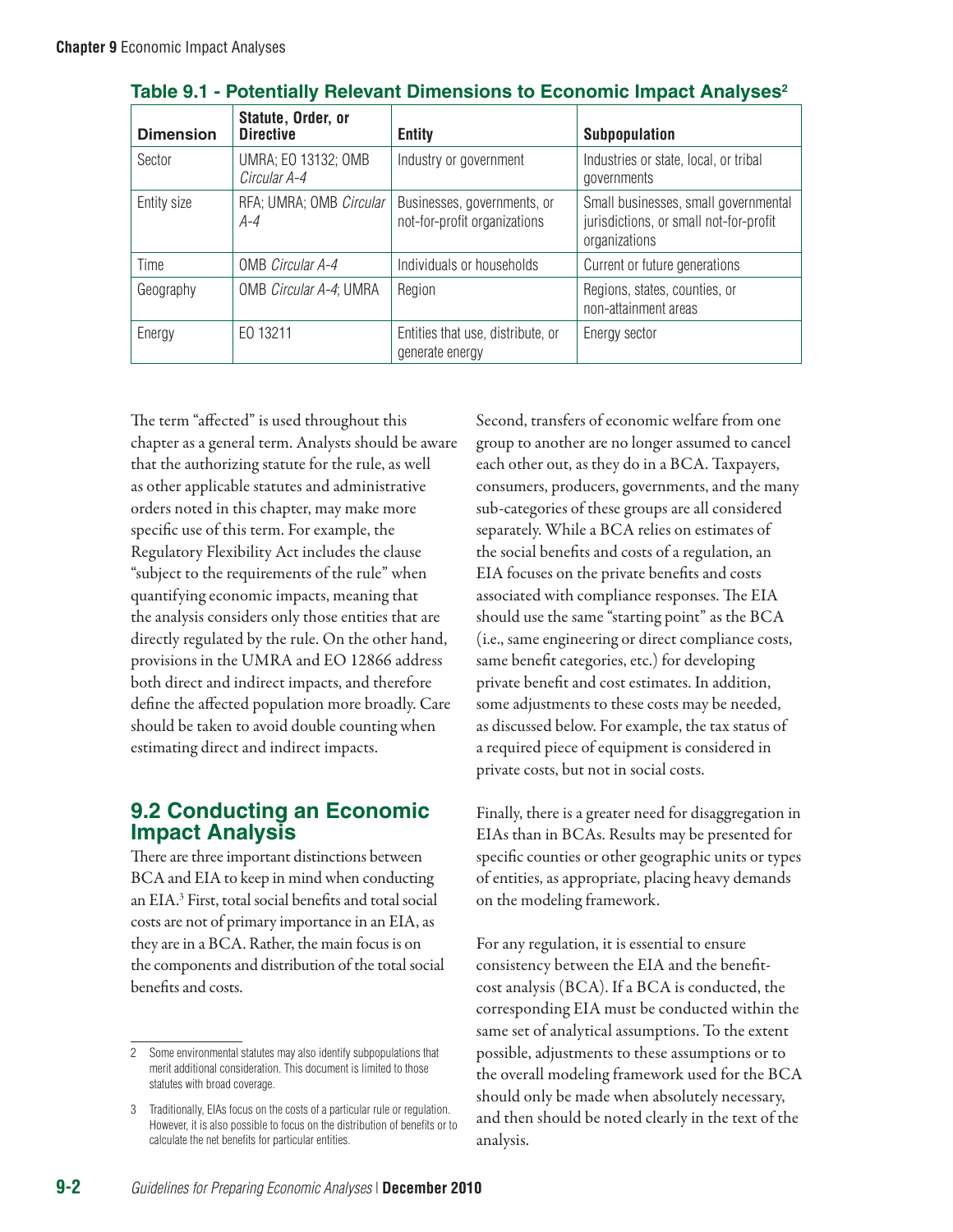**Table 9.1 - Potentially Relevant Dimensions to Economic Impact Analyses[2]**

| Dimension | Statute, Order, or Directive | Entity | Subpopulation |
|---|---|---|---|
| Sector | UMRA; EO 13132; OMB *Circular A-4* | Industry or government | Industries or state, local, or tribal governments |
| Entity size | RFA; UMRA; OMB *Circular A-4* | Businesses, governments, or not-for-profit organizations | Small businesses, small governmental jurisdictions, or small not-for-profit organizations |
| Time | OMB *Circular A-4* | Individuals or households | Current or future generations |
| Geography | OMB *Circular A-4*; UMRA | Region | Regions, states, counties, or non-attainment areas |
| Energy | EO 13211 | Entities that use, distribute, or generate energy | Energy sector |

The term "affected" is used throughout this chapter as a general term. Analysts should be aware that the authorizing statute for the rule, as well as other applicable statutes and administrative orders noted in this chapter, may make more specific use of this term. For example, the Regulatory Flexibility Act includes the clause "subject to the requirements of the rule" when quantifying economic impacts, meaning that the analysis considers only those entities that are directly regulated by the rule. On the other hand, provisions in the UMRA and EO 12866 address both direct and indirect impacts, and therefore define the affected population more broadly. Care should be taken to avoid double counting when estimating direct and indirect impacts.

## 9.2 Conducting an Economic Impact Analysis

There are three important distinctions between BCA and EIA to keep in mind when conducting an EIA.[3] First, total social benefits and total social costs are not of primary importance in an EIA, as they are in a BCA. Rather, the main focus is on the components and distribution of the total social benefits and costs.

Second, transfers of economic welfare from one group to another are no longer assumed to cancel each other out, as they do in a BCA. Taxpayers, consumers, producers, governments, and the many sub-categories of these groups are all considered separately. While a BCA relies on estimates of the social benefits and costs of a regulation, an EIA focuses on the private benefits and costs associated with compliance responses. The EIA should use the same "starting point" as the BCA (i.e., same engineering or direct compliance costs, same benefit categories, etc.) for developing private benefit and cost estimates. In addition, some adjustments to these costs may be needed, as discussed below. For example, the tax status of a required piece of equipment is considered in private costs, but not in social costs.

Finally, there is a greater need for disaggregation in EIAs than in BCAs. Results may be presented for specific counties or other geographic units or types of entities, as appropriate, placing heavy demands on the modeling framework.

For any regulation, it is essential to ensure consistency between the EIA and the benefit-cost analysis (BCA). If a BCA is conducted, the corresponding EIA must be conducted within the same set of analytical assumptions. To the extent possible, adjustments to these assumptions or to the overall modeling framework used for the BCA should only be made when absolutely necessary, and then should be noted clearly in the text of the analysis.

---

2 Some environmental statutes may also identify subpopulations that merit additional consideration. This document is limited to those statutes with broad coverage.

3 Traditionally, EIAs focus on the costs of a particular rule or regulation. However, it is also possible to focus on the distribution of benefits or to calculate the net benefits for particular entities.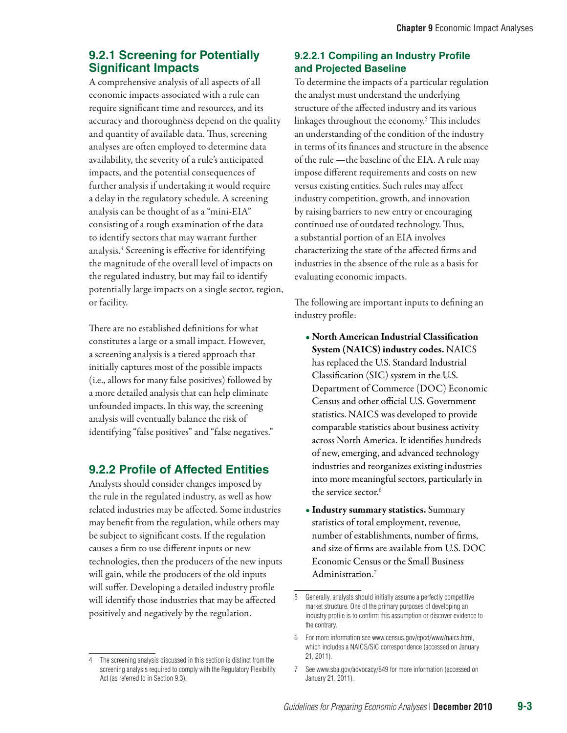### 9.2.1 Screening for Potentially Significant Impacts

A comprehensive analysis of all aspects of all economic impacts associated with a rule can require significant time and resources, and its accuracy and thoroughness depend on the quality and quantity of available data. Thus, screening analyses are often employed to determine data availability, the severity of a rule's anticipated impacts, and the potential consequences of further analysis if undertaking it would require a delay in the regulatory schedule. A screening analysis can be thought of as a "mini-EIA" consisting of a rough examination of the data to identify sectors that may warrant further analysis.[4] Screening is effective for identifying the magnitude of the overall level of impacts on the regulated industry, but may fail to identify potentially large impacts on a single sector, region, or facility.

There are no established definitions for what constitutes a large or a small impact. However, a screening analysis is a tiered approach that initially captures most of the possible impacts (i.e., allows for many false positives) followed by a more detailed analysis that can help eliminate unfounded impacts. In this way, the screening analysis will eventually balance the risk of identifying "false positives" and "false negatives."

### 9.2.2 Profile of Affected Entities

Analysts should consider changes imposed by the rule in the regulated industry, as well as how related industries may be affected. Some industries may benefit from the regulation, while others may be subject to significant costs. If the regulation causes a firm to use different inputs or new technologies, then the producers of the new inputs will gain, while the producers of the old inputs will suffer. Developing a detailed industry profile will identify those industries that may be affected positively and negatively by the regulation.

#### 9.2.2.1 Compiling an Industry Profile and Projected Baseline

To determine the impacts of a particular regulation the analyst must understand the underlying structure of the affected industry and its various linkages throughout the economy.[5] This includes an understanding of the condition of the industry in terms of its finances and structure in the absence of the rule —the baseline of the EIA. A rule may impose different requirements and costs on new versus existing entities. Such rules may affect industry competition, growth, and innovation by raising barriers to new entry or encouraging continued use of outdated technology. Thus, a substantial portion of an EIA involves characterizing the state of the affected firms and industries in the absence of the rule as a basis for evaluating economic impacts.

The following are important inputs to defining an industry profile:

- **North American Industrial Classification System (NAICS) industry codes.** NAICS has replaced the U.S. Standard Industrial Classification (SIC) system in the U.S. Department of Commerce (DOC) Economic Census and other official U.S. Government statistics. NAICS was developed to provide comparable statistics about business activity across North America. It identifies hundreds of new, emerging, and advanced technology industries and reorganizes existing industries into more meaningful sectors, particularly in the service sector.[6]
- **Industry summary statistics.** Summary statistics of total employment, revenue, number of establishments, number of firms, and size of firms are available from U.S. DOC Economic Census or the Small Business Administration.[7]

---

[4] The screening analysis discussed in this section is distinct from the screening analysis required to comply with the Regulatory Flexibility Act (as referred to in Section 9.3).

[5] Generally, analysts should initially assume a perfectly competitive market structure. One of the primary purposes of developing an industry profile is to confirm this assumption or discover evidence to the contrary.

[6] For more information see www.census.gov/epcd/www/naics.html, which includes a NAICS/SIC correspondence (accessed on January 21, 2011).

[7] See www.sba.gov/advocacy/849 for more information (accessed on January 21, 2011).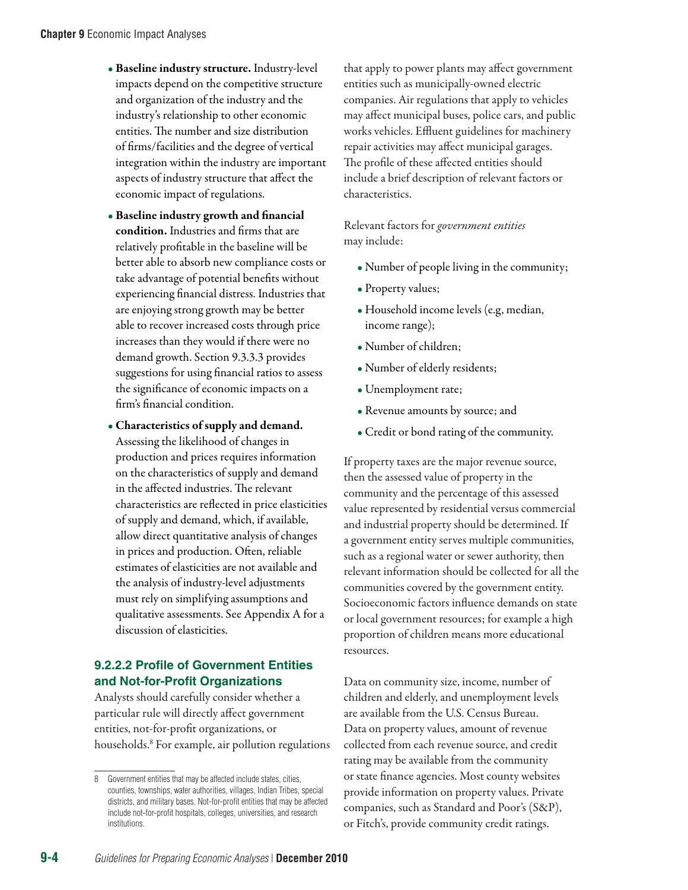- **Baseline industry structure.** Industry-level impacts depend on the competitive structure and organization of the industry and the industry's relationship to other economic entities. The number and size distribution of firms/facilities and the degree of vertical integration within the industry are important aspects of industry structure that affect the economic impact of regulations.
- **Baseline industry growth and financial condition.** Industries and firms that are relatively profitable in the baseline will be better able to absorb new compliance costs or take advantage of potential benefits without experiencing financial distress. Industries that are enjoying strong growth may be better able to recover increased costs through price increases than they would if there were no demand growth. Section 9.3.3.3 provides suggestions for using financial ratios to assess the significance of economic impacts on a firm's financial condition.
- **Characteristics of supply and demand.** Assessing the likelihood of changes in production and prices requires information on the characteristics of supply and demand in the affected industries. The relevant characteristics are reflected in price elasticities of supply and demand, which, if available, allow direct quantitative analysis of changes in prices and production. Often, reliable estimates of elasticities are not available and the analysis of industry-level adjustments must rely on simplifying assumptions and qualitative assessments. See Appendix A for a discussion of elasticities.

### 9.2.2.2 Profile of Government Entities and Not-for-Profit Organizations

Analysts should carefully consider whether a particular rule will directly affect government entities, not-for-profit organizations, or households.[8] For example, air pollution regulations that apply to power plants may affect government entities such as municipally-owned electric companies. Air regulations that apply to vehicles may affect municipal buses, police cars, and public works vehicles. Effluent guidelines for machinery repair activities may affect municipal garages. The profile of these affected entities should include a brief description of relevant factors or characteristics.

Relevant factors for *government entities* may include:

- Number of people living in the community;
- Property values;
- Household income levels (e.g, median, income range);
- Number of children;
- Number of elderly residents;
- Unemployment rate;
- Revenue amounts by source; and
- Credit or bond rating of the community.

If property taxes are the major revenue source, then the assessed value of property in the community and the percentage of this assessed value represented by residential versus commercial and industrial property should be determined. If a government entity serves multiple communities, such as a regional water or sewer authority, then relevant information should be collected for all the communities covered by the government entity. Socioeconomic factors influence demands on state or local government resources; for example a high proportion of children means more educational resources.

Data on community size, income, number of children and elderly, and unemployment levels are available from the U.S. Census Bureau. Data on property values, amount of revenue collected from each revenue source, and credit rating may be available from the community or state finance agencies. Most county websites provide information on property values. Private companies, such as Standard and Poor's (S&P), or Fitch's, provide community credit ratings.

---

8 Government entities that may be affected include states, cities, counties, townships, water authorities, villages, Indian Tribes, special districts, and military bases. Not-for-profit entities that may be affected include not-for-profit hospitals, colleges, universities, and research institutions.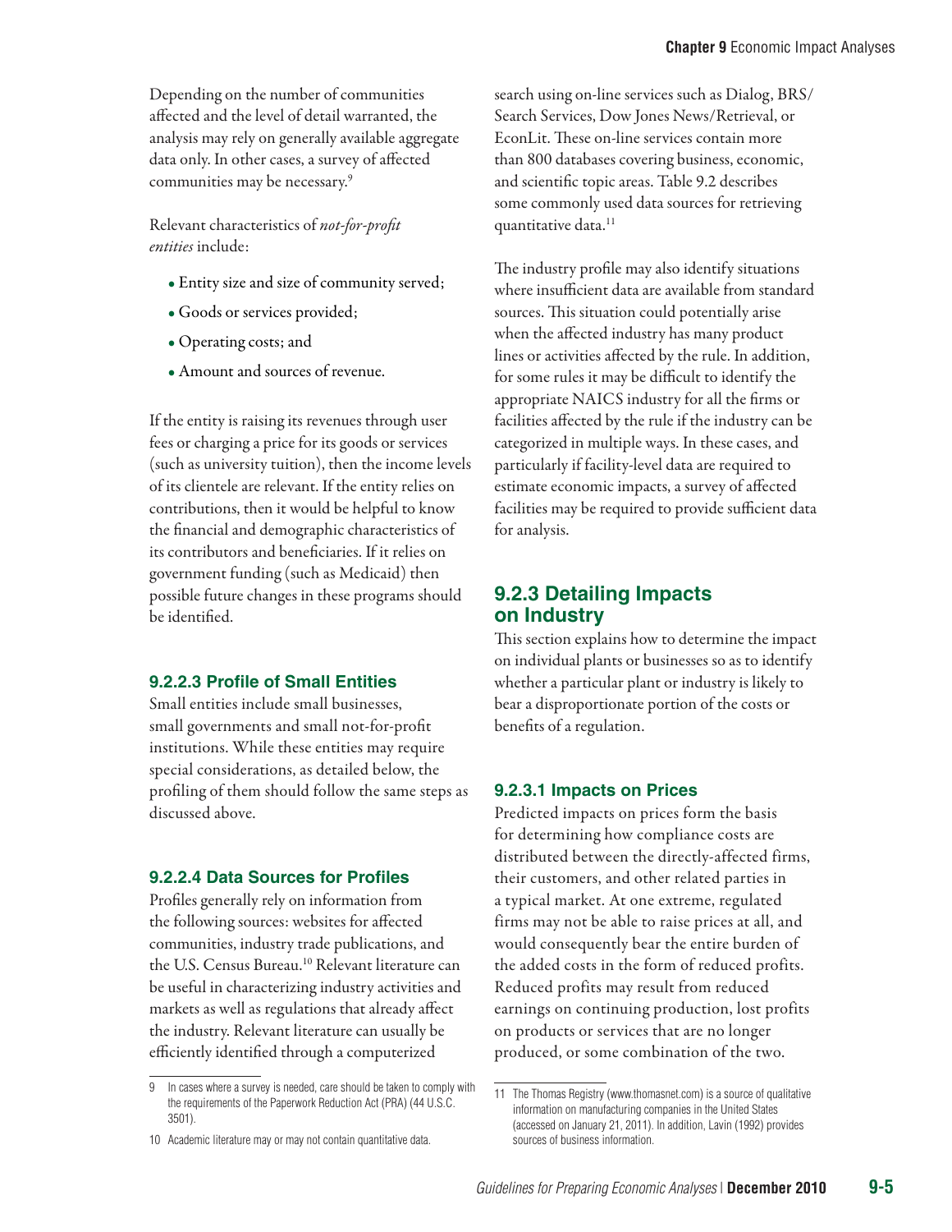Depending on the number of communities affected and the level of detail warranted, the analysis may rely on generally available aggregate data only. In other cases, a survey of affected communities may be necessary.[9]

Relevant characteristics of *not-for-profit entities* include:

- Entity size and size of community served;
- Goods or services provided;
- Operating costs; and
- Amount and sources of revenue.

If the entity is raising its revenues through user fees or charging a price for its goods or services (such as university tuition), then the income levels of its clientele are relevant. If the entity relies on contributions, then it would be helpful to know the financial and demographic characteristics of its contributors and beneficiaries. If it relies on government funding (such as Medicaid) then possible future changes in these programs should be identified.

#### 9.2.2.3 Profile of Small Entities

Small entities include small businesses, small governments and small not-for-profit institutions. While these entities may require special considerations, as detailed below, the profiling of them should follow the same steps as discussed above.

#### 9.2.2.4 Data Sources for Profiles

Profiles generally rely on information from the following sources: websites for affected communities, industry trade publications, and the U.S. Census Bureau.[10] Relevant literature can be useful in characterizing industry activities and markets as well as regulations that already affect the industry. Relevant literature can usually be efficiently identified through a computerized search using on-line services such as Dialog, BRS/Search Services, Dow Jones News/Retrieval, or EconLit. These on-line services contain more than 800 databases covering business, economic, and scientific topic areas. Table 9.2 describes some commonly used data sources for retrieving quantitative data.[11]

The industry profile may also identify situations where insufficient data are available from standard sources. This situation could potentially arise when the affected industry has many product lines or activities affected by the rule. In addition, for some rules it may be difficult to identify the appropriate NAICS industry for all the firms or facilities affected by the rule if the industry can be categorized in multiple ways. In these cases, and particularly if facility-level data are required to estimate economic impacts, a survey of affected facilities may be required to provide sufficient data for analysis.

### 9.2.3 Detailing Impacts on Industry

This section explains how to determine the impact on individual plants or businesses so as to identify whether a particular plant or industry is likely to bear a disproportionate portion of the costs or benefits of a regulation.

#### 9.2.3.1 Impacts on Prices

Predicted impacts on prices form the basis for determining how compliance costs are distributed between the directly-affected firms, their customers, and other related parties in a typical market. At one extreme, regulated firms may not be able to raise prices at all, and would consequently bear the entire burden of the added costs in the form of reduced profits. Reduced profits may result from reduced earnings on continuing production, lost profits on products or services that are no longer produced, or some combination of the two.

---

9 In cases where a survey is needed, care should be taken to comply with the requirements of the Paperwork Reduction Act (PRA) (44 U.S.C. 3501).

10 Academic literature may or may not contain quantitative data.

11 The Thomas Registry (www.thomasnet.com) is a source of qualitative information on manufacturing companies in the United States (accessed on January 21, 2011). In addition, Lavin (1992) provides sources of business information.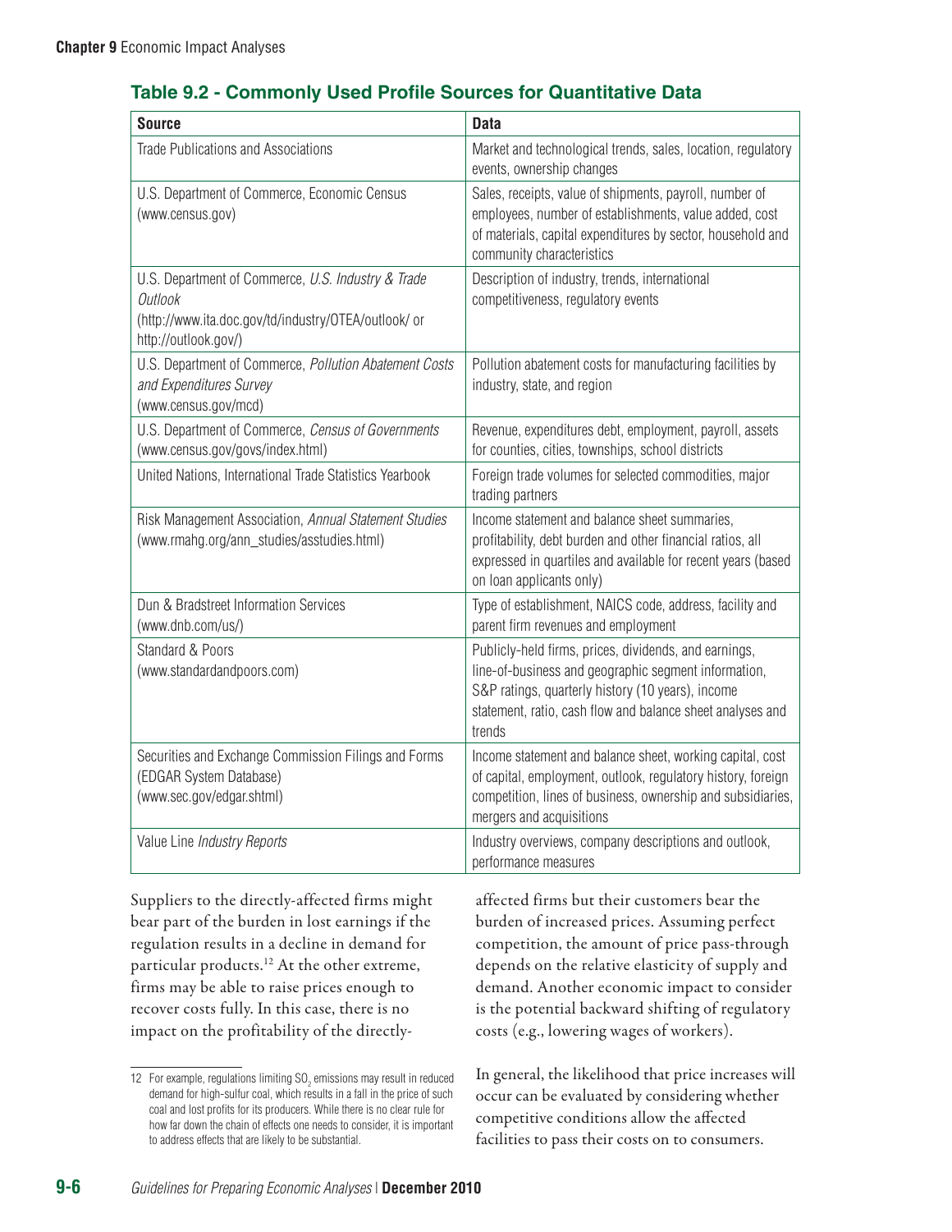## Table 9.2 - Commonly Used Profile Sources for Quantitative Data

| Source | Data |
|---|---|
| Trade Publications and Associations | Market and technological trends, sales, location, regulatory events, ownership changes |
| U.S. Department of Commerce, Economic Census (www.census.gov) | Sales, receipts, value of shipments, payroll, number of employees, number of establishments, value added, cost of materials, capital expenditures by sector, household and community characteristics |
| U.S. Department of Commerce, *U.S. Industry & Trade Outlook* (http://www.ita.doc.gov/td/industry/OTEA/outlook/ or http://outlook.gov/) | Description of industry, trends, international competitiveness, regulatory events |
| U.S. Department of Commerce, *Pollution Abatement Costs and Expenditures Survey* (www.census.gov/mcd) | Pollution abatement costs for manufacturing facilities by industry, state, and region |
| U.S. Department of Commerce, *Census of Governments* (www.census.gov/govs/index.html) | Revenue, expenditures debt, employment, payroll, assets for counties, cities, townships, school districts |
| United Nations, International Trade Statistics Yearbook | Foreign trade volumes for selected commodities, major trading partners |
| Risk Management Association, *Annual Statement Studies* (www.rmahg.org/ann_studies/asstudies.html) | Income statement and balance sheet summaries, profitability, debt burden and other financial ratios, all expressed in quartiles and available for recent years (based on loan applicants only) |
| Dun & Bradstreet Information Services (www.dnb.com/us/) | Type of establishment, NAICS code, address, facility and parent firm revenues and employment |
| Standard & Poors (www.standardandpoors.com) | Publicly-held firms, prices, dividends, and earnings, line-of-business and geographic segment information, S&P ratings, quarterly history (10 years), income statement, ratio, cash flow and balance sheet analyses and trends |
| Securities and Exchange Commission Filings and Forms (EDGAR System Database) (www.sec.gov/edgar.shtml) | Income statement and balance sheet, working capital, cost of capital, employment, outlook, regulatory history, foreign competition, lines of business, ownership and subsidiaries, mergers and acquisitions |
| Value Line *Industry Reports* | Industry overviews, company descriptions and outlook, performance measures |

Suppliers to the directly-affected firms might bear part of the burden in lost earnings if the regulation results in a decline in demand for particular products.[12] At the other extreme, firms may be able to raise prices enough to recover costs fully. In this case, there is no impact on the profitability of the directly-affected firms but their customers bear the burden of increased prices. Assuming perfect competition, the amount of price pass-through depends on the relative elasticity of supply and demand. Another economic impact to consider is the potential backward shifting of regulatory costs (e.g., lowering wages of workers).

In general, the likelihood that price increases will occur can be evaluated by considering whether competitive conditions allow the affected facilities to pass their costs on to consumers.

12 For example, regulations limiting $SO_2$ emissions may result in reduced demand for high-sulfur coal, which results in a fall in the price of such coal and lost profits for its producers. While there is no clear rule for how far down the chain of effects one needs to consider, it is important to address effects that are likely to be substantial.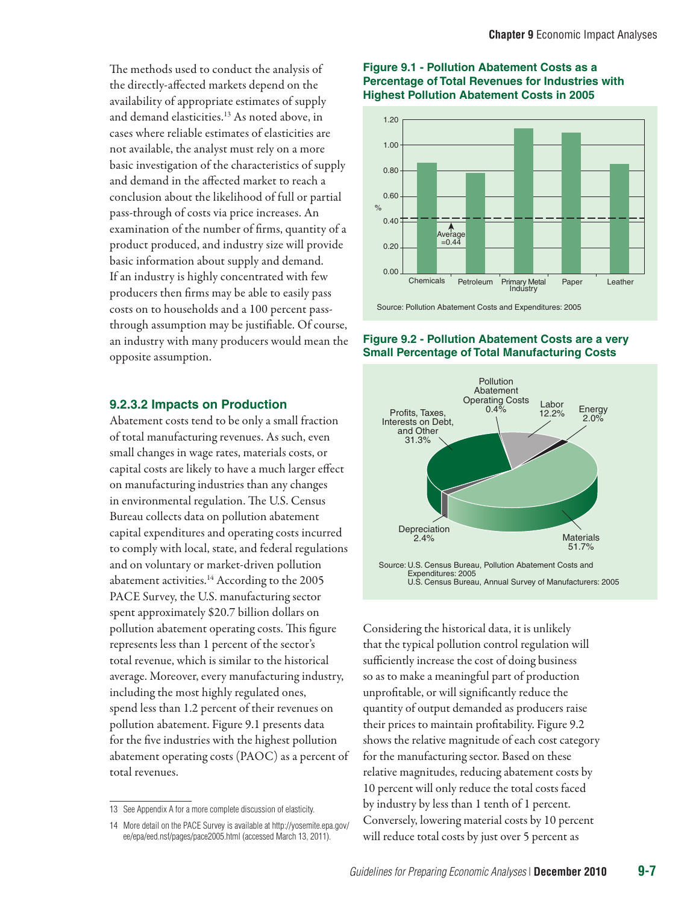The methods used to conduct the analysis of the directly-affected markets depend on the availability of appropriate estimates of supply and demand elasticities.[13] As noted above, in cases where reliable estimates of elasticities are not available, the analyst must rely on a more basic investigation of the characteristics of supply and demand in the affected market to reach a conclusion about the likelihood of full or partial pass-through of costs via price increases. An examination of the number of firms, quantity of a product produced, and industry size will provide basic information about supply and demand. If an industry is highly concentrated with few producers then firms may be able to easily pass costs on to households and a 100 percent pass-through assumption may be justifiable. Of course, an industry with many producers would mean the opposite assumption.

#### 9.2.3.2 Impacts on Production

Abatement costs tend to be only a small fraction of total manufacturing revenues. As such, even small changes in wage rates, materials costs, or capital costs are likely to have a much larger effect on manufacturing industries than any changes in environmental regulation. The U.S. Census Bureau collects data on pollution abatement capital expenditures and operating costs incurred to comply with local, state, and federal regulations and on voluntary or market-driven pollution abatement activities.[14] According to the 2005 PACE Survey, the U.S. manufacturing sector spent approximately $20.7 billion dollars on pollution abatement operating costs. This figure represents less than 1 percent of the sector's total revenue, which is similar to the historical average. Moreover, every manufacturing industry, including the most highly regulated ones, spend less than 1.2 percent of their revenues on pollution abatement. Figure 9.1 presents data for the five industries with the highest pollution abatement operating costs (PAOC) as a percent of total revenues.

**Figure 9.1 - Pollution Abatement Costs as a Percentage of Total Revenues for Industries with Highest Pollution Abatement Costs in 2005**

Source: Pollution Abatement Costs and Expenditures: 2005

**Figure 9.2 - Pollution Abatement Costs are a very Small Percentage of Total Manufacturing Costs**

Source: U.S. Census Bureau, Pollution Abatement Costs and Expenditures: 2005
U.S. Census Bureau, Annual Survey of Manufacturers: 2005

Considering the historical data, it is unlikely that the typical pollution control regulation will sufficiently increase the cost of doing business so as to make a meaningful part of production unprofitable, or will significantly reduce the quantity of output demanded as producers raise their prices to maintain profitability. Figure 9.2 shows the relative magnitude of each cost category for the manufacturing sector. Based on these relative magnitudes, reducing abatement costs by 10 percent will only reduce the total costs faced by industry by less than 1 tenth of 1 percent. Conversely, lowering material costs by 10 percent will reduce total costs by just over 5 percent as

---

13 See Appendix A for a more complete discussion of elasticity.

14 More detail on the PACE Survey is available at http://yosemite.epa.gov/ee/epa/eed.nsf/pages/pace2005.html (accessed March 13, 2011).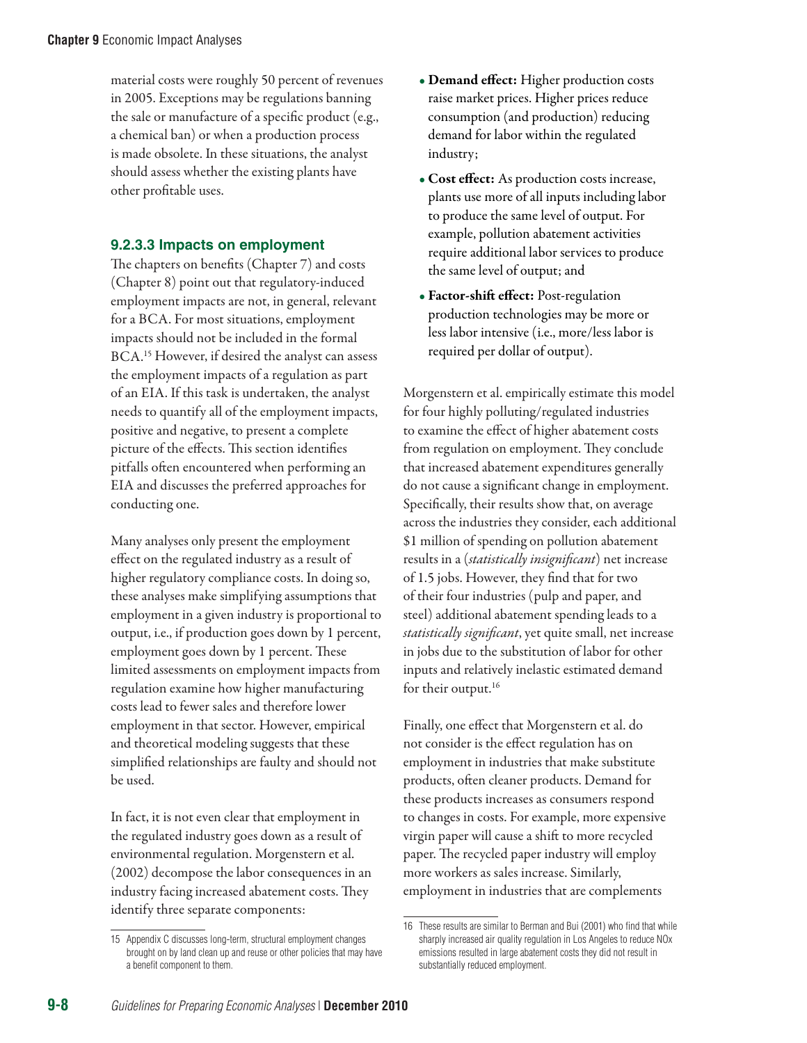material costs were roughly 50 percent of revenues in 2005. Exceptions may be regulations banning the sale or manufacture of a specific product (e.g., a chemical ban) or when a production process is made obsolete. In these situations, the analyst should assess whether the existing plants have other profitable uses.

### 9.2.3.3 Impacts on employment

The chapters on benefits (Chapter 7) and costs (Chapter 8) point out that regulatory-induced employment impacts are not, in general, relevant for a BCA. For most situations, employment impacts should not be included in the formal BCA.[15] However, if desired the analyst can assess the employment impacts of a regulation as part of an EIA. If this task is undertaken, the analyst needs to quantify all of the employment impacts, positive and negative, to present a complete picture of the effects. This section identifies pitfalls often encountered when performing an EIA and discusses the preferred approaches for conducting one.

Many analyses only present the employment effect on the regulated industry as a result of higher regulatory compliance costs. In doing so, these analyses make simplifying assumptions that employment in a given industry is proportional to output, i.e., if production goes down by 1 percent, employment goes down by 1 percent. These limited assessments on employment impacts from regulation examine how higher manufacturing costs lead to fewer sales and therefore lower employment in that sector. However, empirical and theoretical modeling suggests that these simplified relationships are faulty and should not be used.

In fact, it is not even clear that employment in the regulated industry goes down as a result of environmental regulation. Morgenstern et al. (2002) decompose the labor consequences in an industry facing increased abatement costs. They identify three separate components:

- **Demand effect:** Higher production costs raise market prices. Higher prices reduce consumption (and production) reducing demand for labor within the regulated industry;
- **Cost effect:** As production costs increase, plants use more of all inputs including labor to produce the same level of output. For example, pollution abatement activities require additional labor services to produce the same level of output; and
- **Factor-shift effect:** Post-regulation production technologies may be more or less labor intensive (i.e., more/less labor is required per dollar of output).

Morgenstern et al. empirically estimate this model for four highly polluting/regulated industries to examine the effect of higher abatement costs from regulation on employment. They conclude that increased abatement expenditures generally do not cause a significant change in employment. Specifically, their results show that, on average across the industries they consider, each additional \$1 million of spending on pollution abatement results in a (*statistically insignificant*) net increase of 1.5 jobs. However, they find that for two of their four industries (pulp and paper, and steel) additional abatement spending leads to a *statistically significant*, yet quite small, net increase in jobs due to the substitution of labor for other inputs and relatively inelastic estimated demand for their output.[16]

Finally, one effect that Morgenstern et al. do not consider is the effect regulation has on employment in industries that make substitute products, often cleaner products. Demand for these products increases as consumers respond to changes in costs. For example, more expensive virgin paper will cause a shift to more recycled paper. The recycled paper industry will employ more workers as sales increase. Similarly, employment in industries that are complements

---

15 Appendix C discusses long-term, structural employment changes brought on by land clean up and reuse or other policies that may have a benefit component to them.

16 These results are similar to Berman and Bui (2001) who find that while sharply increased air quality regulation in Los Angeles to reduce NOx emissions resulted in large abatement costs they did not result in substantially reduced employment.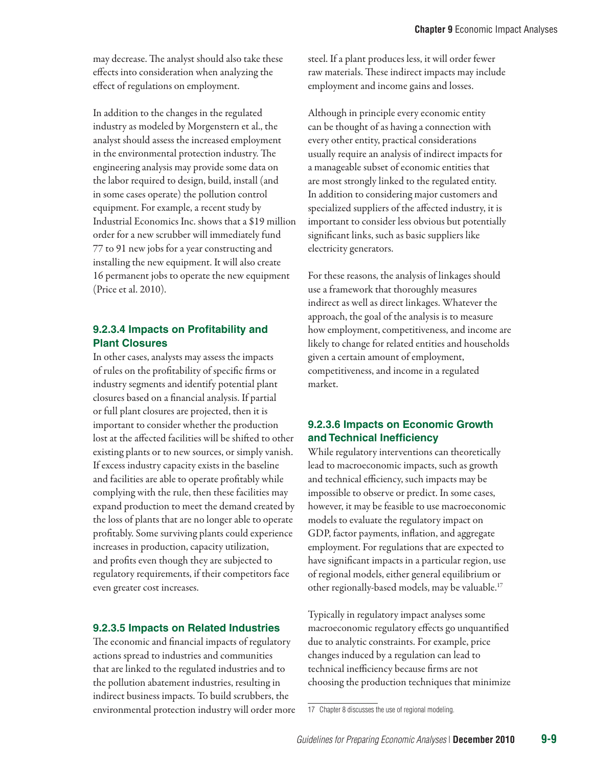may decrease. The analyst should also take these effects into consideration when analyzing the effect of regulations on employment.

In addition to the changes in the regulated industry as modeled by Morgenstern et al., the analyst should assess the increased employment in the environmental protection industry. The engineering analysis may provide some data on the labor required to design, build, install (and in some cases operate) the pollution control equipment. For example, a recent study by Industrial Economics Inc. shows that a $19 million order for a new scrubber will immediately fund 77 to 91 new jobs for a year constructing and installing the new equipment. It will also create 16 permanent jobs to operate the new equipment (Price et al. 2010).

#### 9.2.3.4 Impacts on Profitability and Plant Closures

In other cases, analysts may assess the impacts of rules on the profitability of specific firms or industry segments and identify potential plant closures based on a financial analysis. If partial or full plant closures are projected, then it is important to consider whether the production lost at the affected facilities will be shifted to other existing plants or to new sources, or simply vanish. If excess industry capacity exists in the baseline and facilities are able to operate profitably while complying with the rule, then these facilities may expand production to meet the demand created by the loss of plants that are no longer able to operate profitably. Some surviving plants could experience increases in production, capacity utilization, and profits even though they are subjected to regulatory requirements, if their competitors face even greater cost increases.

#### 9.2.3.5 Impacts on Related Industries

The economic and financial impacts of regulatory actions spread to industries and communities that are linked to the regulated industries and to the pollution abatement industries, resulting in indirect business impacts. To build scrubbers, the environmental protection industry will order more steel. If a plant produces less, it will order fewer raw materials. These indirect impacts may include employment and income gains and losses.

Although in principle every economic entity can be thought of as having a connection with every other entity, practical considerations usually require an analysis of indirect impacts for a manageable subset of economic entities that are most strongly linked to the regulated entity. In addition to considering major customers and specialized suppliers of the affected industry, it is important to consider less obvious but potentially significant links, such as basic suppliers like electricity generators.

For these reasons, the analysis of linkages should use a framework that thoroughly measures indirect as well as direct linkages. Whatever the approach, the goal of the analysis is to measure how employment, competitiveness, and income are likely to change for related entities and households given a certain amount of employment, competitiveness, and income in a regulated market.

#### 9.2.3.6 Impacts on Economic Growth and Technical Inefficiency

While regulatory interventions can theoretically lead to macroeconomic impacts, such as growth and technical efficiency, such impacts may be impossible to observe or predict. In some cases, however, it may be feasible to use macroeconomic models to evaluate the regulatory impact on GDP, factor payments, inflation, and aggregate employment. For regulations that are expected to have significant impacts in a particular region, use of regional models, either general equilibrium or other regionally-based models, may be valuable.[17]

Typically in regulatory impact analyses some macroeconomic regulatory effects go unquantified due to analytic constraints. For example, price changes induced by a regulation can lead to technical inefficiency because firms are not choosing the production techniques that minimize

[17] Chapter 8 discusses the use of regional modeling.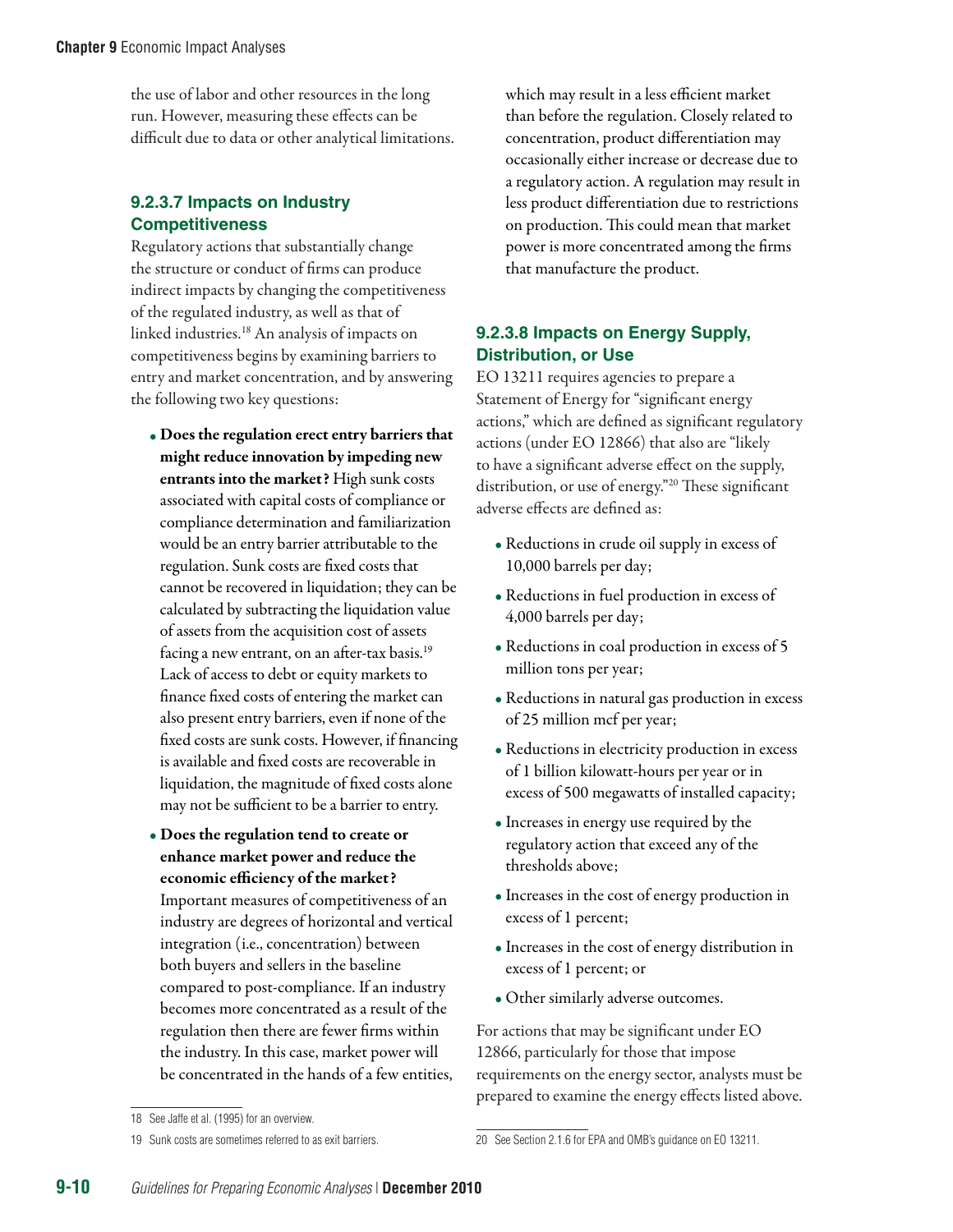the use of labor and other resources in the long run. However, measuring these effects can be difficult due to data or other analytical limitations.

#### 9.2.3.7 Impacts on Industry Competitiveness

Regulatory actions that substantially change the structure or conduct of firms can produce indirect impacts by changing the competitiveness of the regulated industry, as well as that of linked industries.[18] An analysis of impacts on competitiveness begins by examining barriers to entry and market concentration, and by answering the following two key questions:

- **Does the regulation erect entry barriers that might reduce innovation by impeding new entrants into the market?** High sunk costs associated with capital costs of compliance or compliance determination and familiarization would be an entry barrier attributable to the regulation. Sunk costs are fixed costs that cannot be recovered in liquidation; they can be calculated by subtracting the liquidation value of assets from the acquisition cost of assets facing a new entrant, on an after-tax basis.[19] Lack of access to debt or equity markets to finance fixed costs of entering the market can also present entry barriers, even if none of the fixed costs are sunk costs. However, if financing is available and fixed costs are recoverable in liquidation, the magnitude of fixed costs alone may not be sufficient to be a barrier to entry.
- **Does the regulation tend to create or enhance market power and reduce the economic efficiency of the market?** Important measures of competitiveness of an industry are degrees of horizontal and vertical integration (i.e., concentration) between both buyers and sellers in the baseline compared to post-compliance. If an industry becomes more concentrated as a result of the regulation then there are fewer firms within the industry. In this case, market power will be concentrated in the hands of a few entities, which may result in a less efficient market than before the regulation. Closely related to concentration, product differentiation may occasionally either increase or decrease due to a regulatory action. A regulation may result in less product differentiation due to restrictions on production. This could mean that market power is more concentrated among the firms that manufacture the product.

#### 9.2.3.8 Impacts on Energy Supply, Distribution, or Use

EO 13211 requires agencies to prepare a Statement of Energy for "significant energy actions," which are defined as significant regulatory actions (under EO 12866) that also are "likely to have a significant adverse effect on the supply, distribution, or use of energy."[20] These significant adverse effects are defined as:

- Reductions in crude oil supply in excess of 10,000 barrels per day;
- Reductions in fuel production in excess of 4,000 barrels per day;
- Reductions in coal production in excess of 5 million tons per year;
- Reductions in natural gas production in excess of 25 million mcf per year;
- Reductions in electricity production in excess of 1 billion kilowatt-hours per year or in excess of 500 megawatts of installed capacity;
- Increases in energy use required by the regulatory action that exceed any of the thresholds above;
- Increases in the cost of energy production in excess of 1 percent;
- Increases in the cost of energy distribution in excess of 1 percent; or
- Other similarly adverse outcomes.

For actions that may be significant under EO 12866, particularly for those that impose requirements on the energy sector, analysts must be prepared to examine the energy effects listed above.

---

18 See Jaffe et al. (1995) for an overview.

19 Sunk costs are sometimes referred to as exit barriers.

20 See Section 2.1.6 for EPA and OMB's guidance on EO 13211.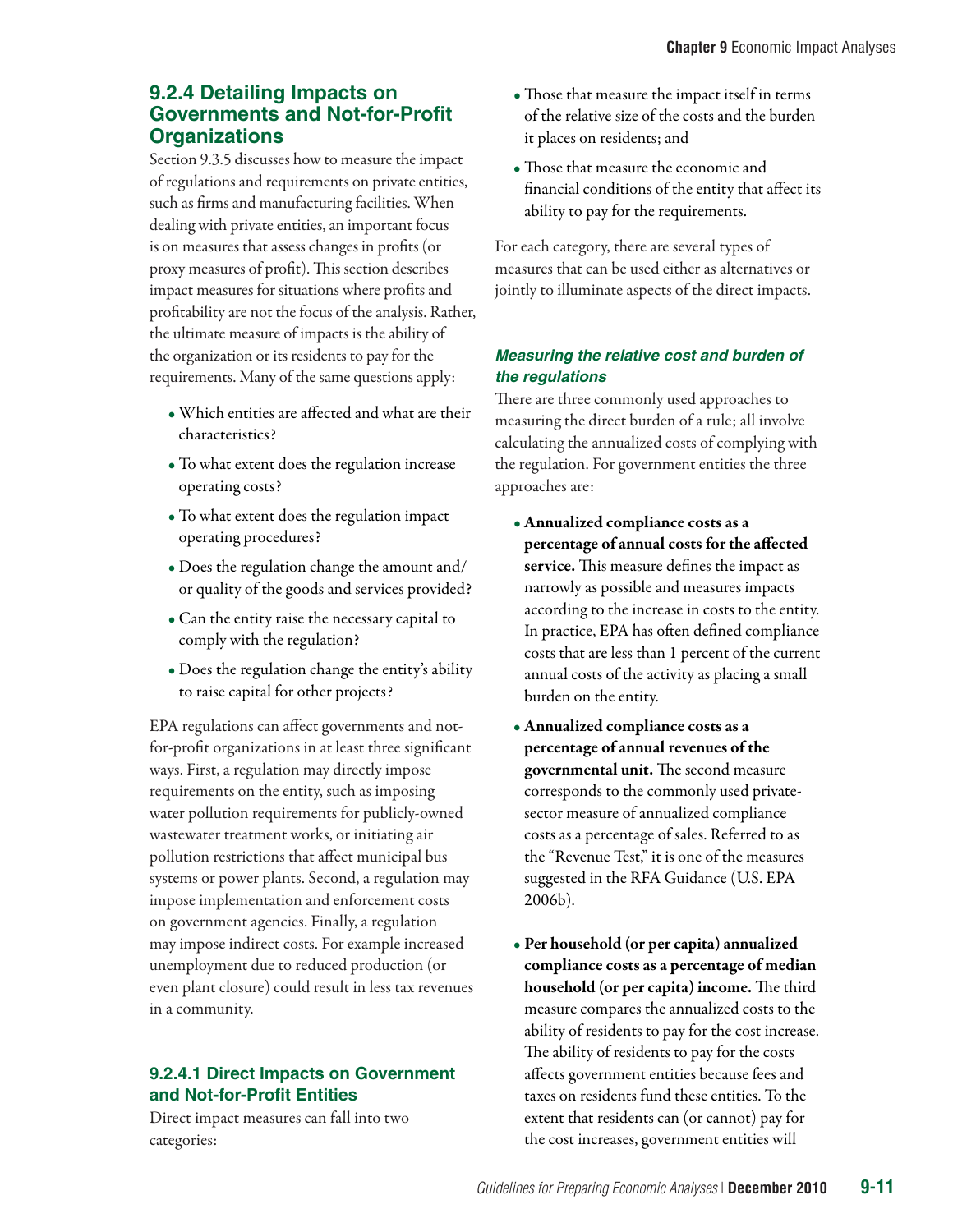## 9.2.4 Detailing Impacts on Governments and Not-for-Profit Organizations

Section 9.3.5 discusses how to measure the impact of regulations and requirements on private entities, such as firms and manufacturing facilities. When dealing with private entities, an important focus is on measures that assess changes in profits (or proxy measures of profit). This section describes impact measures for situations where profits and profitability are not the focus of the analysis. Rather, the ultimate measure of impacts is the ability of the organization or its residents to pay for the requirements. Many of the same questions apply:

- Which entities are affected and what are their characteristics?
- To what extent does the regulation increase operating costs?
- To what extent does the regulation impact operating procedures?
- Does the regulation change the amount and/or quality of the goods and services provided?
- Can the entity raise the necessary capital to comply with the regulation?
- Does the regulation change the entity's ability to raise capital for other projects?

EPA regulations can affect governments and not-for-profit organizations in at least three significant ways. First, a regulation may directly impose requirements on the entity, such as imposing water pollution requirements for publicly-owned wastewater treatment works, or initiating air pollution restrictions that affect municipal bus systems or power plants. Second, a regulation may impose implementation and enforcement costs on government agencies. Finally, a regulation may impose indirect costs. For example increased unemployment due to reduced production (or even plant closure) could result in less tax revenues in a community.

### 9.2.4.1 Direct Impacts on Government and Not-for-Profit Entities

Direct impact measures can fall into two categories:

- Those that measure the impact itself in terms of the relative size of the costs and the burden it places on residents; and
- Those that measure the economic and financial conditions of the entity that affect its ability to pay for the requirements.

For each category, there are several types of measures that can be used either as alternatives or jointly to illuminate aspects of the direct impacts.

#### *Measuring the relative cost and burden of the regulations*

There are three commonly used approaches to measuring the direct burden of a rule; all involve calculating the annualized costs of complying with the regulation. For government entities the three approaches are:

- **Annualized compliance costs as a percentage of annual costs for the affected service.** This measure defines the impact as narrowly as possible and measures impacts according to the increase in costs to the entity. In practice, EPA has often defined compliance costs that are less than 1 percent of the current annual costs of the activity as placing a small burden on the entity.
- **Annualized compliance costs as a percentage of annual revenues of the governmental unit.** The second measure corresponds to the commonly used private-sector measure of annualized compliance costs as a percentage of sales. Referred to as the "Revenue Test," it is one of the measures suggested in the RFA Guidance (U.S. EPA 2006b).
- **Per household (or per capita) annualized compliance costs as a percentage of median household (or per capita) income.** The third measure compares the annualized costs to the ability of residents to pay for the cost increase. The ability of residents to pay for the costs affects government entities because fees and taxes on residents fund these entities. To the extent that residents can (or cannot) pay for the cost increases, government entities will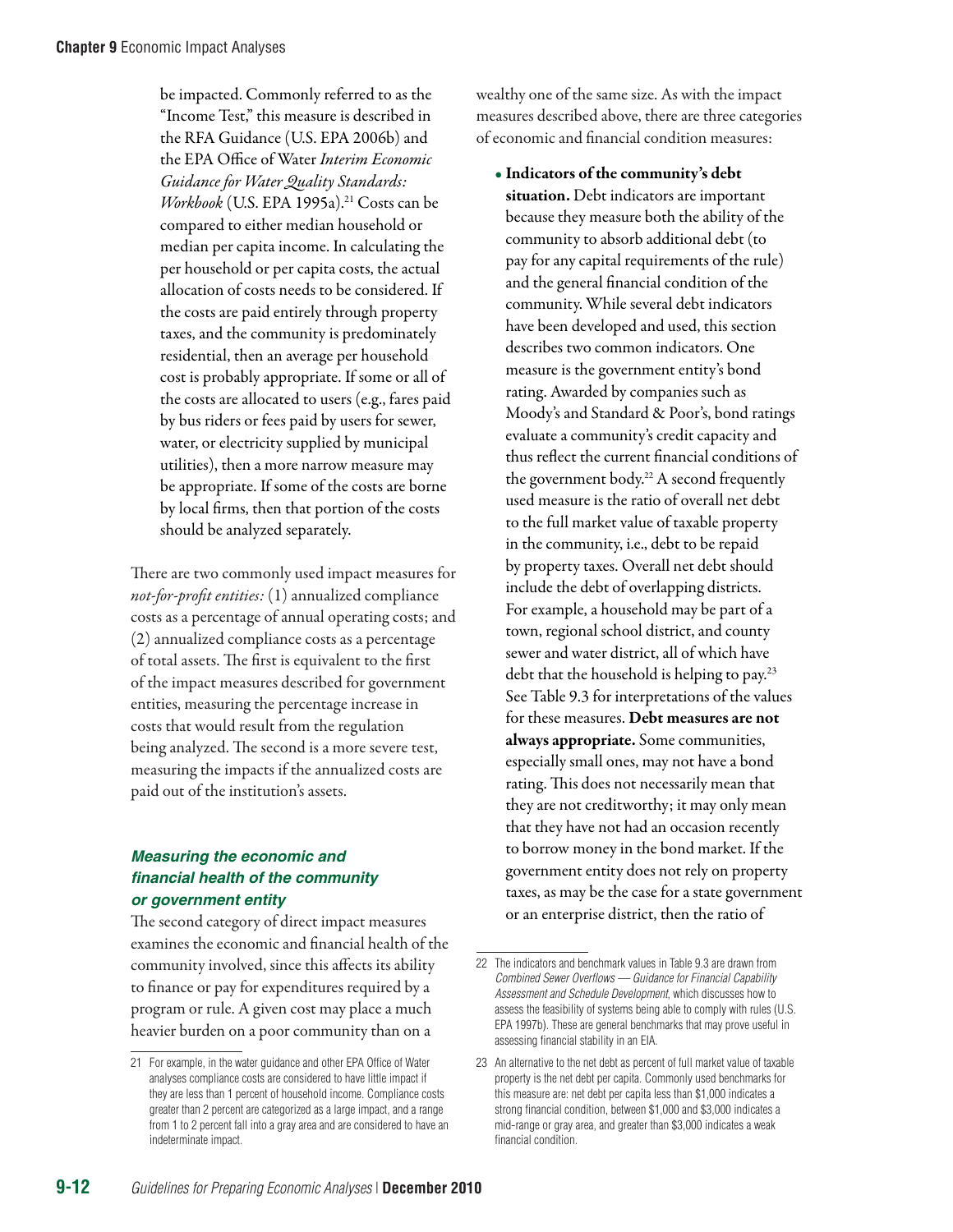be impacted. Commonly referred to as the "Income Test," this measure is described in the RFA Guidance (U.S. EPA 2006b) and the EPA Office of Water *Interim Economic Guidance for Water Quality Standards: Workbook* (U.S. EPA 1995a).[21] Costs can be compared to either median household or median per capita income. In calculating the per household or per capita costs, the actual allocation of costs needs to be considered. If the costs are paid entirely through property taxes, and the community is predominately residential, then an average per household cost is probably appropriate. If some or all of the costs are allocated to users (e.g., fares paid by bus riders or fees paid by users for sewer, water, or electricity supplied by municipal utilities), then a more narrow measure may be appropriate. If some of the costs are borne by local firms, then that portion of the costs should be analyzed separately.

There are two commonly used impact measures for *not-for-profit entities:* (1) annualized compliance costs as a percentage of annual operating costs; and (2) annualized compliance costs as a percentage of total assets. The first is equivalent to the first of the impact measures described for government entities, measuring the percentage increase in costs that would result from the regulation being analyzed. The second is a more severe test, measuring the impacts if the annualized costs are paid out of the institution's assets.

### *Measuring the economic and financial health of the community or government entity*

The second category of direct impact measures examines the economic and financial health of the community involved, since this affects its ability to finance or pay for expenditures required by a program or rule. A given cost may place a much heavier burden on a poor community than on a wealthy one of the same size. As with the impact measures described above, there are three categories of economic and financial condition measures:

- **Indicators of the community's debt situation.** Debt indicators are important because they measure both the ability of the community to absorb additional debt (to pay for any capital requirements of the rule) and the general financial condition of the community. While several debt indicators have been developed and used, this section describes two common indicators. One measure is the government entity's bond rating. Awarded by companies such as Moody's and Standard & Poor's, bond ratings evaluate a community's credit capacity and thus reflect the current financial conditions of the government body.[22] A second frequently used measure is the ratio of overall net debt to the full market value of taxable property in the community, i.e., debt to be repaid by property taxes. Overall net debt should include the debt of overlapping districts. For example, a household may be part of a town, regional school district, and county sewer and water district, all of which have debt that the household is helping to pay.[23] See Table 9.3 for interpretations of the values for these measures. **Debt measures are not always appropriate.** Some communities, especially small ones, may not have a bond rating. This does not necessarily mean that they are not creditworthy; it may only mean that they have not had an occasion recently to borrow money in the bond market. If the government entity does not rely on property taxes, as may be the case for a state government or an enterprise district, then the ratio of

---

21 For example, in the water guidance and other EPA Office of Water analyses compliance costs are considered to have little impact if they are less than 1 percent of household income. Compliance costs greater than 2 percent are categorized as a large impact, and a range from 1 to 2 percent fall into a gray area and are considered to have an indeterminate impact.

22 The indicators and benchmark values in Table 9.3 are drawn from *Combined Sewer Overflows — Guidance for Financial Capability Assessment and Schedule Development*, which discusses how to assess the feasibility of systems being able to comply with rules (U.S. EPA 1997b). These are general benchmarks that may prove useful in assessing financial stability in an EIA.

23 An alternative to the net debt as percent of full market value of taxable property is the net debt per capita. Commonly used benchmarks for this measure are: net debt per capita less than $1,000 indicates a strong financial condition, between $1,000 and $3,000 indicates a mid-range or gray area, and greater than $3,000 indicates a weak financial condition.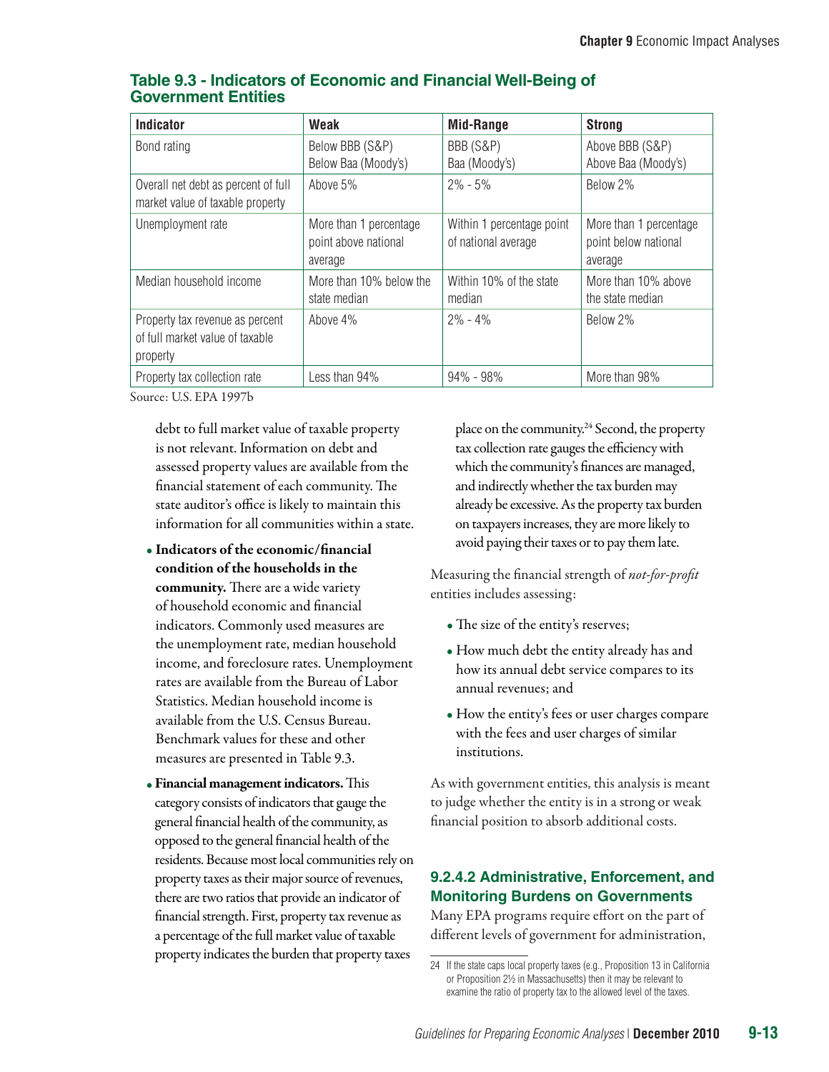**Table 9.3 - Indicators of Economic and Financial Well-Being of Government Entities**

| Indicator | Weak | Mid-Range | Strong |
|---|---|---|---|
| Bond rating | Below BBB (S&P) Below Baa (Moody's) | BBB (S&P) Baa (Moody's) | Above BBB (S&P) Above Baa (Moody's) |
| Overall net debt as percent of full market value of taxable property | Above 5% | 2% - 5% | Below 2% |
| Unemployment rate | More than 1 percentage point above national average | Within 1 percentage point of national average | More than 1 percentage point below national average |
| Median household income | More than 10% below the state median | Within 10% of the state median | More than 10% above the state median |
| Property tax revenue as percent of full market value of taxable property | Above 4% | 2% - 4% | Below 2% |
| Property tax collection rate | Less than 94% | 94% - 98% | More than 98% |

Source: U.S. EPA 1997b

debt to full market value of taxable property is not relevant. Information on debt and assessed property values are available from the financial statement of each community. The state auditor's office is likely to maintain this information for all communities within a state.

- **Indicators of the economic/financial condition of the households in the community.** There are a wide variety of household economic and financial indicators. Commonly used measures are the unemployment rate, median household income, and foreclosure rates. Unemployment rates are available from the Bureau of Labor Statistics. Median household income is available from the U.S. Census Bureau. Benchmark values for these and other measures are presented in Table 9.3.
- **Financial management indicators.** This category consists of indicators that gauge the general financial health of the community, as opposed to the general financial health of the residents. Because most local communities rely on property taxes as their major source of revenues, there are two ratios that provide an indicator of financial strength. First, property tax revenue as a percentage of the full market value of taxable property indicates the burden that property taxes place on the community.[24] Second, the property tax collection rate gauges the efficiency with which the community's finances are managed, and indirectly whether the tax burden may already be excessive. As the property tax burden on taxpayers increases, they are more likely to avoid paying their taxes or to pay them late.

Measuring the financial strength of *not-for-profit* entities includes assessing:

- The size of the entity's reserves;
- How much debt the entity already has and how its annual debt service compares to its annual revenues; and
- How the entity's fees or user charges compare with the fees and user charges of similar institutions.

As with government entities, this analysis is meant to judge whether the entity is in a strong or weak financial position to absorb additional costs.

### 9.2.4.2 Administrative, Enforcement, and Monitoring Burdens on Governments

Many EPA programs require effort on the part of different levels of government for administration,

24 If the state caps local property taxes (e.g., Proposition 13 in California or Proposition 2½ in Massachusetts) then it may be relevant to examine the ratio of property tax to the allowed level of the taxes.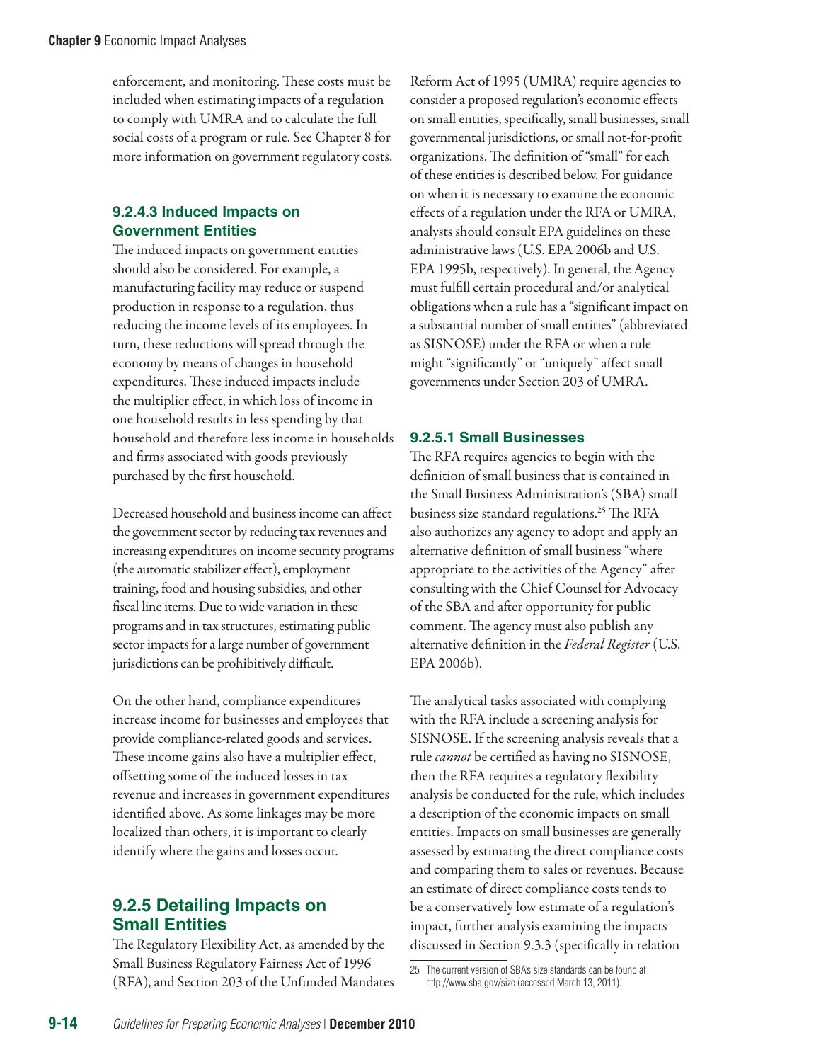enforcement, and monitoring. These costs must be included when estimating impacts of a regulation to comply with UMRA and to calculate the full social costs of a program or rule. See Chapter 8 for more information on government regulatory costs.

#### 9.2.4.3 Induced Impacts on Government Entities

The induced impacts on government entities should also be considered. For example, a manufacturing facility may reduce or suspend production in response to a regulation, thus reducing the income levels of its employees. In turn, these reductions will spread through the economy by means of changes in household expenditures. These induced impacts include the multiplier effect, in which loss of income in one household results in less spending by that household and therefore less income in households and firms associated with goods previously purchased by the first household.

Decreased household and business income can affect the government sector by reducing tax revenues and increasing expenditures on income security programs (the automatic stabilizer effect), employment training, food and housing subsidies, and other fiscal line items. Due to wide variation in these programs and in tax structures, estimating public sector impacts for a large number of government jurisdictions can be prohibitively difficult.

On the other hand, compliance expenditures increase income for businesses and employees that provide compliance-related goods and services. These income gains also have a multiplier effect, offsetting some of the induced losses in tax revenue and increases in government expenditures identified above. As some linkages may be more localized than others, it is important to clearly identify where the gains and losses occur.

## 9.2.5 Detailing Impacts on Small Entities

The Regulatory Flexibility Act, as amended by the Small Business Regulatory Fairness Act of 1996 (RFA), and Section 203 of the Unfunded Mandates Reform Act of 1995 (UMRA) require agencies to consider a proposed regulation's economic effects on small entities, specifically, small businesses, small governmental jurisdictions, or small not-for-profit organizations. The definition of "small" for each of these entities is described below. For guidance on when it is necessary to examine the economic effects of a regulation under the RFA or UMRA, analysts should consult EPA guidelines on these administrative laws (U.S. EPA 2006b and U.S. EPA 1995b, respectively). In general, the Agency must fulfill certain procedural and/or analytical obligations when a rule has a "significant impact on a substantial number of small entities" (abbreviated as SISNOSE) under the RFA or when a rule might "significantly" or "uniquely" affect small governments under Section 203 of UMRA.

#### 9.2.5.1 Small Businesses

The RFA requires agencies to begin with the definition of small business that is contained in the Small Business Administration's (SBA) small business size standard regulations.[25] The RFA also authorizes any agency to adopt and apply an alternative definition of small business "where appropriate to the activities of the Agency" after consulting with the Chief Counsel for Advocacy of the SBA and after opportunity for public comment. The agency must also publish any alternative definition in the *Federal Register* (U.S. EPA 2006b).

The analytical tasks associated with complying with the RFA include a screening analysis for SISNOSE. If the screening analysis reveals that a rule *cannot* be certified as having no SISNOSE, then the RFA requires a regulatory flexibility analysis be conducted for the rule, which includes a description of the economic impacts on small entities. Impacts on small businesses are generally assessed by estimating the direct compliance costs and comparing them to sales or revenues. Because an estimate of direct compliance costs tends to be a conservatively low estimate of a regulation's impact, further analysis examining the impacts discussed in Section 9.3.3 (specifically in relation

25 The current version of SBA's size standards can be found at http://www.sba.gov/size (accessed March 13, 2011).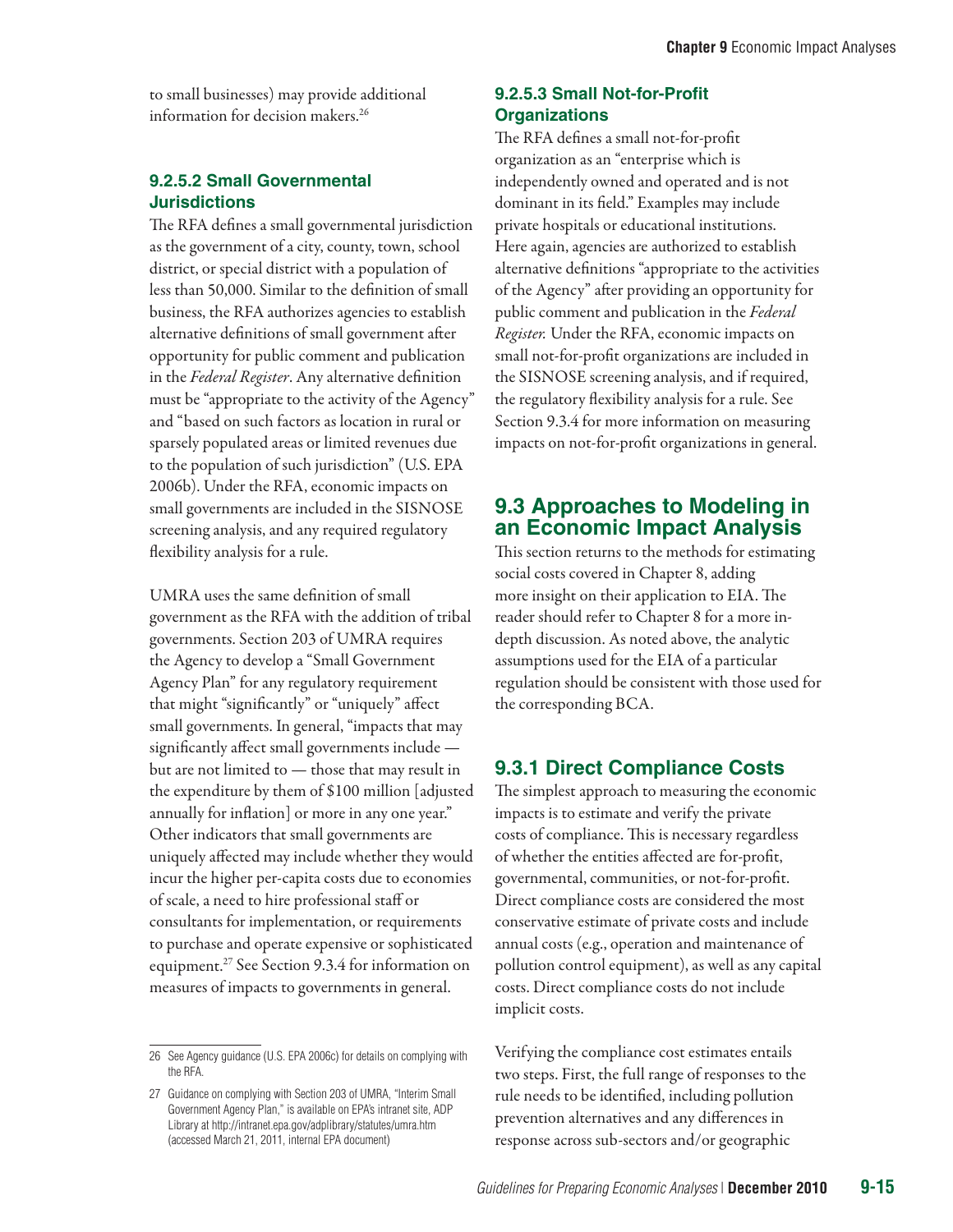to small businesses) may provide additional information for decision makers.[26]

#### 9.2.5.2 Small Governmental Jurisdictions

The RFA defines a small governmental jurisdiction as the government of a city, county, town, school district, or special district with a population of less than 50,000. Similar to the definition of small business, the RFA authorizes agencies to establish alternative definitions of small government after opportunity for public comment and publication in the *Federal Register*. Any alternative definition must be "appropriate to the activity of the Agency" and "based on such factors as location in rural or sparsely populated areas or limited revenues due to the population of such jurisdiction" (U.S. EPA 2006b). Under the RFA, economic impacts on small governments are included in the SISNOSE screening analysis, and any required regulatory flexibility analysis for a rule.

UMRA uses the same definition of small government as the RFA with the addition of tribal governments. Section 203 of UMRA requires the Agency to develop a "Small Government Agency Plan" for any regulatory requirement that might "significantly" or "uniquely" affect small governments. In general, "impacts that may significantly affect small governments include — but are not limited to — those that may result in the expenditure by them of $100 million [adjusted annually for inflation] or more in any one year." Other indicators that small governments are uniquely affected may include whether they would incur the higher per-capita costs due to economies of scale, a need to hire professional staff or consultants for implementation, or requirements to purchase and operate expensive or sophisticated equipment.[27] See Section 9.3.4 for information on measures of impacts to governments in general.

#### 9.2.5.3 Small Not-for-Profit Organizations

The RFA defines a small not-for-profit organization as an "enterprise which is independently owned and operated and is not dominant in its field." Examples may include private hospitals or educational institutions. Here again, agencies are authorized to establish alternative definitions "appropriate to the activities of the Agency" after providing an opportunity for public comment and publication in the *Federal Register.* Under the RFA, economic impacts on small not-for-profit organizations are included in the SISNOSE screening analysis, and if required, the regulatory flexibility analysis for a rule. See Section 9.3.4 for more information on measuring impacts on not-for-profit organizations in general.

## 9.3 Approaches to Modeling in an Economic Impact Analysis

This section returns to the methods for estimating social costs covered in Chapter 8, adding more insight on their application to EIA. The reader should refer to Chapter 8 for a more in-depth discussion. As noted above, the analytic assumptions used for the EIA of a particular regulation should be consistent with those used for the corresponding BCA.

### 9.3.1 Direct Compliance Costs

The simplest approach to measuring the economic impacts is to estimate and verify the private costs of compliance. This is necessary regardless of whether the entities affected are for-profit, governmental, communities, or not-for-profit. Direct compliance costs are considered the most conservative estimate of private costs and include annual costs (e.g., operation and maintenance of pollution control equipment), as well as any capital costs. Direct compliance costs do not include implicit costs.

Verifying the compliance cost estimates entails two steps. First, the full range of responses to the rule needs to be identified, including pollution prevention alternatives and any differences in response across sub-sectors and/or geographic

---

26 See Agency guidance (U.S. EPA 2006c) for details on complying with the RFA.

27 Guidance on complying with Section 203 of UMRA, "Interim Small Government Agency Plan," is available on EPA's intranet site, ADP Library at http://intranet.epa.gov/adplibrary/statutes/umra.htm (accessed March 21, 2011, internal EPA document)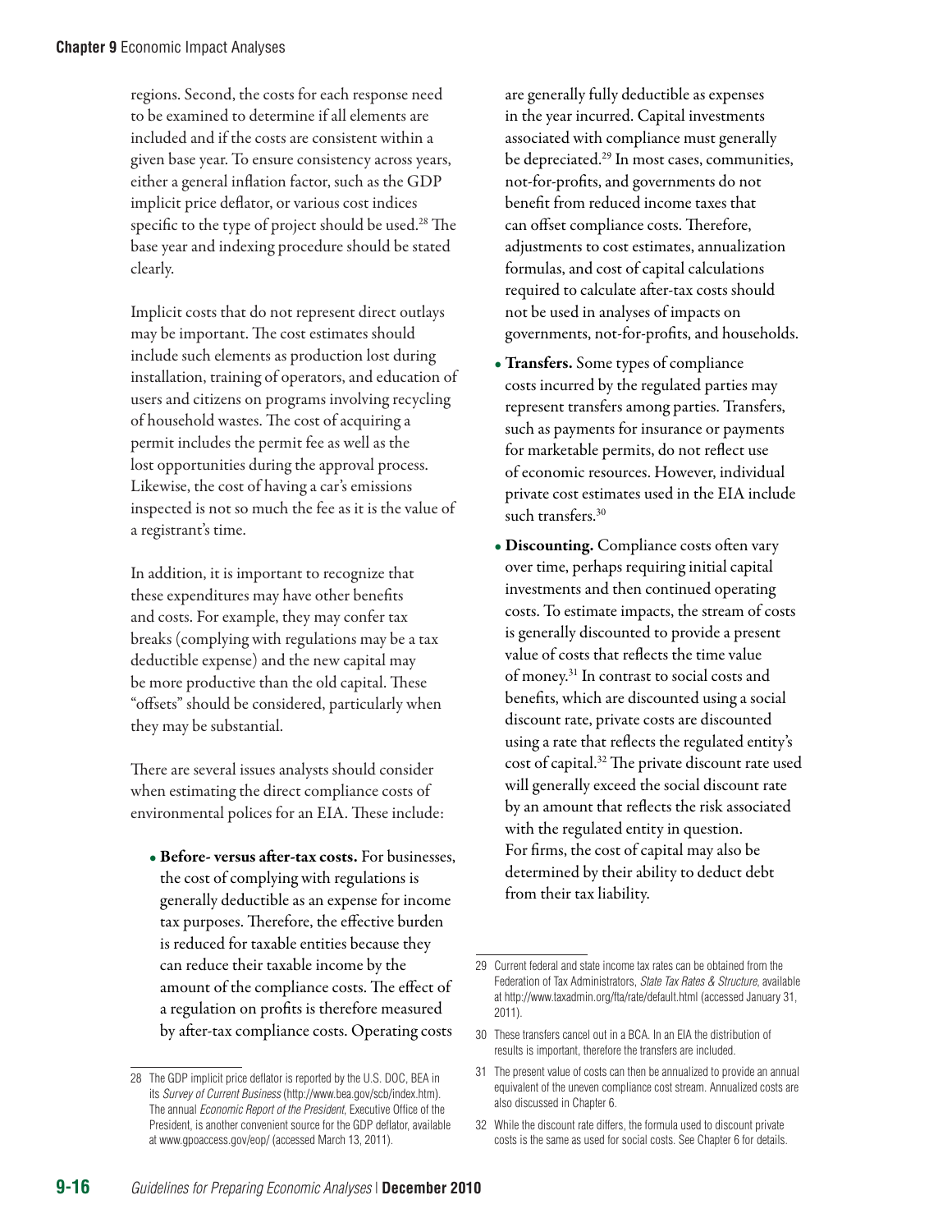regions. Second, the costs for each response need to be examined to determine if all elements are included and if the costs are consistent within a given base year. To ensure consistency across years, either a general inflation factor, such as the GDP implicit price deflator, or various cost indices specific to the type of project should be used.[28] The base year and indexing procedure should be stated clearly.

Implicit costs that do not represent direct outlays may be important. The cost estimates should include such elements as production lost during installation, training of operators, and education of users and citizens on programs involving recycling of household wastes. The cost of acquiring a permit includes the permit fee as well as the lost opportunities during the approval process. Likewise, the cost of having a car's emissions inspected is not so much the fee as it is the value of a registrant's time.

In addition, it is important to recognize that these expenditures may have other benefits and costs. For example, they may confer tax breaks (complying with regulations may be a tax deductible expense) and the new capital may be more productive than the old capital. These "offsets" should be considered, particularly when they may be substantial.

There are several issues analysts should consider when estimating the direct compliance costs of environmental polices for an EIA. These include:

- **Before- versus after-tax costs.** For businesses, the cost of complying with regulations is generally deductible as an expense for income tax purposes. Therefore, the effective burden is reduced for taxable entities because they can reduce their taxable income by the amount of the compliance costs. The effect of a regulation on profits is therefore measured by after-tax compliance costs. Operating costs are generally fully deductible as expenses in the year incurred. Capital investments associated with compliance must generally be depreciated.[29] In most cases, communities, not-for-profits, and governments do not benefit from reduced income taxes that can offset compliance costs. Therefore, adjustments to cost estimates, annualization formulas, and cost of capital calculations required to calculate after-tax costs should not be used in analyses of impacts on governments, not-for-profits, and households.
- **Transfers.** Some types of compliance costs incurred by the regulated parties may represent transfers among parties. Transfers, such as payments for insurance or payments for marketable permits, do not reflect use of economic resources. However, individual private cost estimates used in the EIA include such transfers.[30]
- **Discounting.** Compliance costs often vary over time, perhaps requiring initial capital investments and then continued operating costs. To estimate impacts, the stream of costs is generally discounted to provide a present value of costs that reflects the time value of money.[31] In contrast to social costs and benefits, which are discounted using a social discount rate, private costs are discounted using a rate that reflects the regulated entity's cost of capital.[32] The private discount rate used will generally exceed the social discount rate by an amount that reflects the risk associated with the regulated entity in question. For firms, the cost of capital may also be determined by their ability to deduct debt from their tax liability.

---

28 The GDP implicit price deflator is reported by the U.S. DOC, BEA in its *Survey of Current Business* (http://www.bea.gov/scb/index.htm). The annual *Economic Report of the President*, Executive Office of the President, is another convenient source for the GDP deflator, available at www.gpoaccess.gov/eop/ (accessed March 13, 2011).

29 Current federal and state income tax rates can be obtained from the Federation of Tax Administrators, *State Tax Rates & Structure*, available at http://www.taxadmin.org/fta/rate/default.html (accessed January 31, 2011).

30 These transfers cancel out in a BCA. In an EIA the distribution of results is important, therefore the transfers are included.

31 The present value of costs can then be annualized to provide an annual equivalent of the uneven compliance cost stream. Annualized costs are also discussed in Chapter 6.

32 While the discount rate differs, the formula used to discount private costs is the same as used for social costs. See Chapter 6 for details.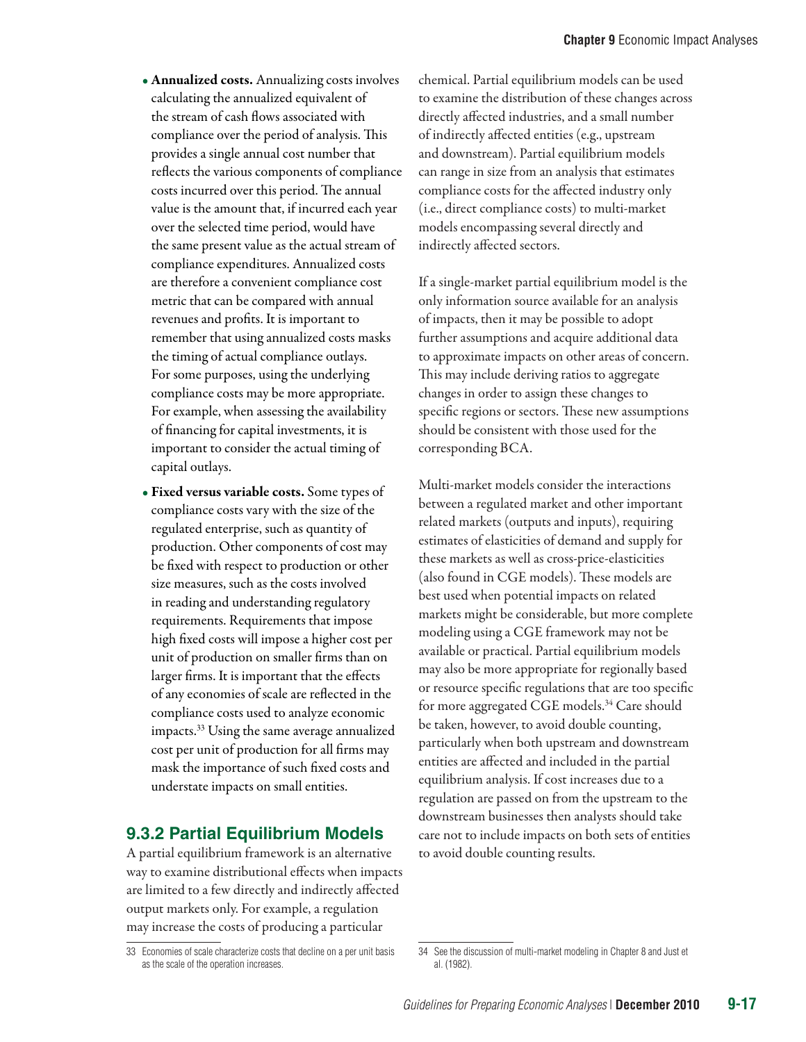- **Annualized costs.** Annualizing costs involves calculating the annualized equivalent of the stream of cash flows associated with compliance over the period of analysis. This provides a single annual cost number that reflects the various components of compliance costs incurred over this period. The annual value is the amount that, if incurred each year over the selected time period, would have the same present value as the actual stream of compliance expenditures. Annualized costs are therefore a convenient compliance cost metric that can be compared with annual revenues and profits. It is important to remember that using annualized costs masks the timing of actual compliance outlays. For some purposes, using the underlying compliance costs may be more appropriate. For example, when assessing the availability of financing for capital investments, it is important to consider the actual timing of capital outlays.
- **Fixed versus variable costs.** Some types of compliance costs vary with the size of the regulated enterprise, such as quantity of production. Other components of cost may be fixed with respect to production or other size measures, such as the costs involved in reading and understanding regulatory requirements. Requirements that impose high fixed costs will impose a higher cost per unit of production on smaller firms than on larger firms. It is important that the effects of any economies of scale are reflected in the compliance costs used to analyze economic impacts.[33] Using the same average annualized cost per unit of production for all firms may mask the importance of such fixed costs and understate impacts on small entities.

### 9.3.2 Partial Equilibrium Models

A partial equilibrium framework is an alternative way to examine distributional effects when impacts are limited to a few directly and indirectly affected output markets only. For example, a regulation may increase the costs of producing a particular chemical. Partial equilibrium models can be used to examine the distribution of these changes across directly affected industries, and a small number of indirectly affected entities (e.g., upstream and downstream). Partial equilibrium models can range in size from an analysis that estimates compliance costs for the affected industry only (i.e., direct compliance costs) to multi-market models encompassing several directly and indirectly affected sectors.

If a single-market partial equilibrium model is the only information source available for an analysis of impacts, then it may be possible to adopt further assumptions and acquire additional data to approximate impacts on other areas of concern. This may include deriving ratios to aggregate changes in order to assign these changes to specific regions or sectors. These new assumptions should be consistent with those used for the corresponding BCA.

Multi-market models consider the interactions between a regulated market and other important related markets (outputs and inputs), requiring estimates of elasticities of demand and supply for these markets as well as cross-price-elasticities (also found in CGE models). These models are best used when potential impacts on related markets might be considerable, but more complete modeling using a CGE framework may not be available or practical. Partial equilibrium models may also be more appropriate for regionally based or resource specific regulations that are too specific for more aggregated CGE models.[34] Care should be taken, however, to avoid double counting, particularly when both upstream and downstream entities are affected and included in the partial equilibrium analysis. If cost increases due to a regulation are passed on from the upstream to the downstream businesses then analysts should take care not to include impacts on both sets of entities to avoid double counting results.

---

33 Economies of scale characterize costs that decline on a per unit basis as the scale of the operation increases.

34 See the discussion of multi-market modeling in Chapter 8 and Just et al. (1982).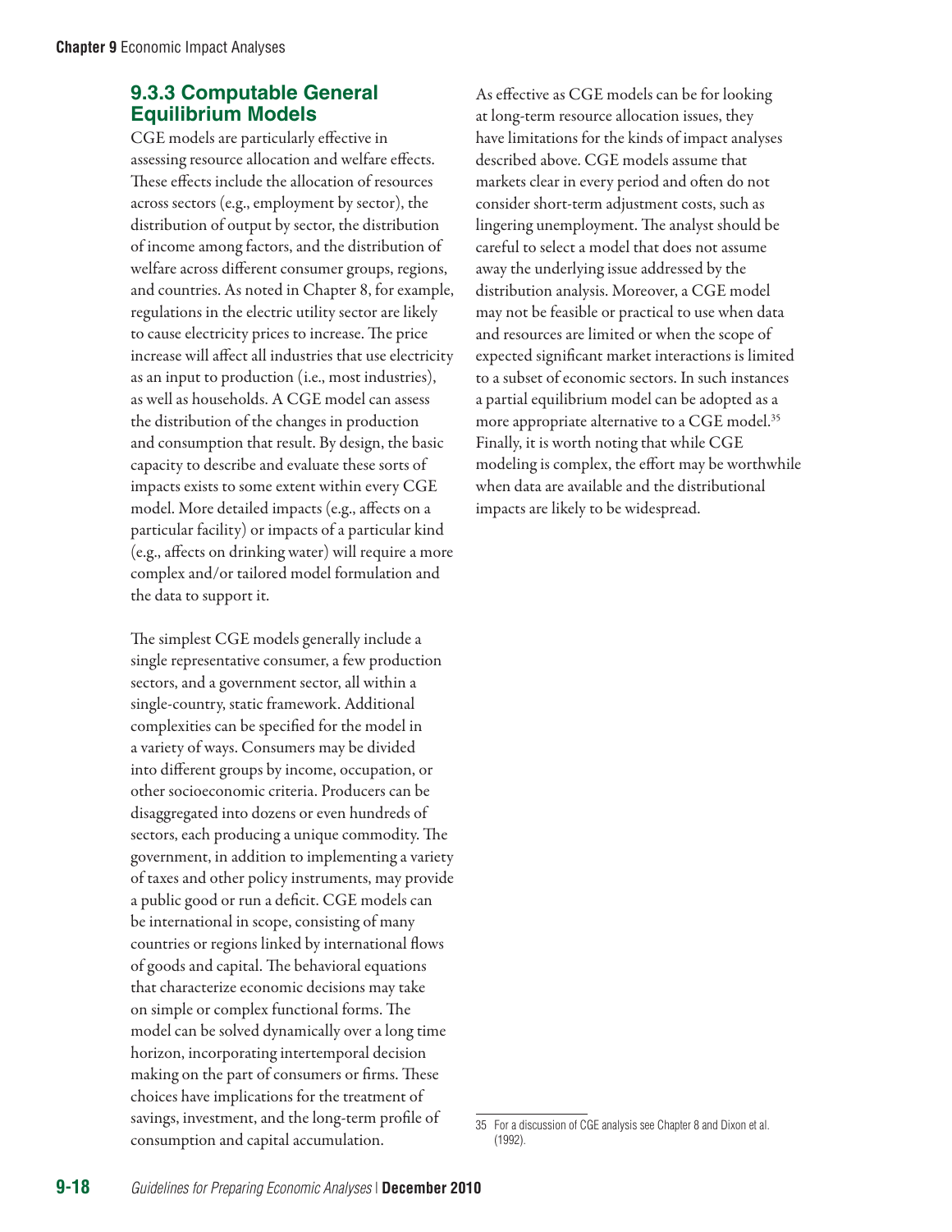### 9.3.3 Computable General Equilibrium Models

CGE models are particularly effective in assessing resource allocation and welfare effects. These effects include the allocation of resources across sectors (e.g., employment by sector), the distribution of output by sector, the distribution of income among factors, and the distribution of welfare across different consumer groups, regions, and countries. As noted in Chapter 8, for example, regulations in the electric utility sector are likely to cause electricity prices to increase. The price increase will affect all industries that use electricity as an input to production (i.e., most industries), as well as households. A CGE model can assess the distribution of the changes in production and consumption that result. By design, the basic capacity to describe and evaluate these sorts of impacts exists to some extent within every CGE model. More detailed impacts (e.g., affects on a particular facility) or impacts of a particular kind (e.g., affects on drinking water) will require a more complex and/or tailored model formulation and the data to support it.

The simplest CGE models generally include a single representative consumer, a few production sectors, and a government sector, all within a single-country, static framework. Additional complexities can be specified for the model in a variety of ways. Consumers may be divided into different groups by income, occupation, or other socioeconomic criteria. Producers can be disaggregated into dozens or even hundreds of sectors, each producing a unique commodity. The government, in addition to implementing a variety of taxes and other policy instruments, may provide a public good or run a deficit. CGE models can be international in scope, consisting of many countries or regions linked by international flows of goods and capital. The behavioral equations that characterize economic decisions may take on simple or complex functional forms. The model can be solved dynamically over a long time horizon, incorporating intertemporal decision making on the part of consumers or firms. These choices have implications for the treatment of savings, investment, and the long-term profile of consumption and capital accumulation.

As effective as CGE models can be for looking at long-term resource allocation issues, they have limitations for the kinds of impact analyses described above. CGE models assume that markets clear in every period and often do not consider short-term adjustment costs, such as lingering unemployment. The analyst should be careful to select a model that does not assume away the underlying issue addressed by the distribution analysis. Moreover, a CGE model may not be feasible or practical to use when data and resources are limited or when the scope of expected significant market interactions is limited to a subset of economic sectors. In such instances a partial equilibrium model can be adopted as a more appropriate alternative to a CGE model.[35] Finally, it is worth noting that while CGE modeling is complex, the effort may be worthwhile when data are available and the distributional impacts are likely to be widespread.

35 For a discussion of CGE analysis see Chapter 8 and Dixon et al. (1992).